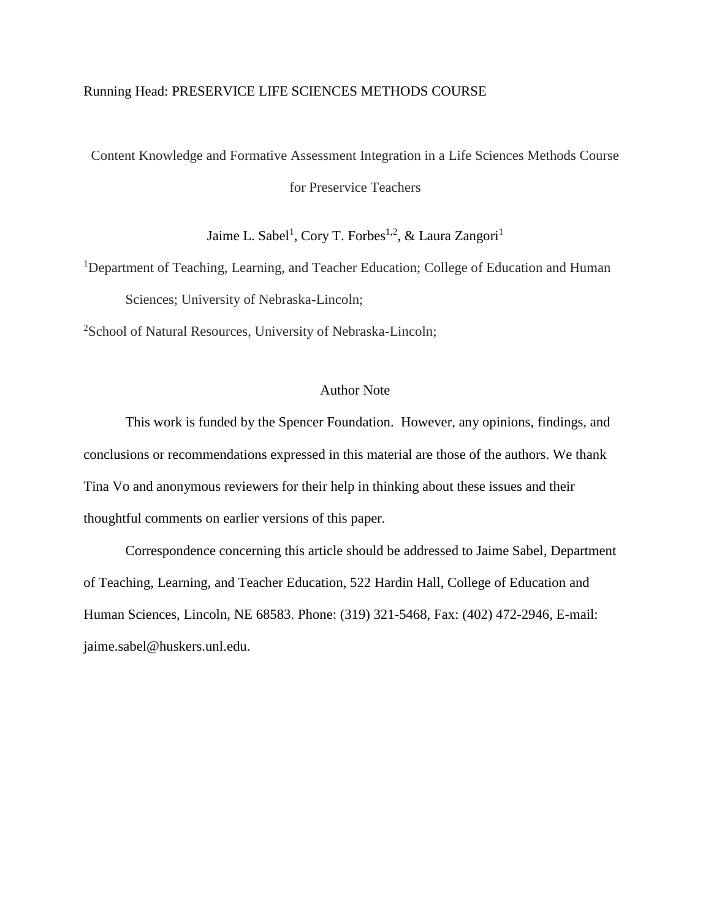Running Head: PRESERVICE LIFE SCIENCES METHODS COURSE

# Content Knowledge and Formative Assessment Integration in a Life Sciences Methods Course for Preservice Teachers

Jaime L. Sabel[1], Cory T. Forbes[1,2], & Laura Zangori[1]

[1]Department of Teaching, Learning, and Teacher Education; College of Education and Human Sciences; University of Nebraska-Lincoln;

[2]School of Natural Resources, University of Nebraska-Lincoln;

## Author Note

This work is funded by the Spencer Foundation. However, any opinions, findings, and conclusions or recommendations expressed in this material are those of the authors. We thank Tina Vo and anonymous reviewers for their help in thinking about these issues and their thoughtful comments on earlier versions of this paper.

Correspondence concerning this article should be addressed to Jaime Sabel, Department of Teaching, Learning, and Teacher Education, 522 Hardin Hall, College of Education and Human Sciences, Lincoln, NE 68583. Phone: (319) 321-5468, Fax: (402) 472-2946, E-mail: jaime.sabel@huskers.unl.edu.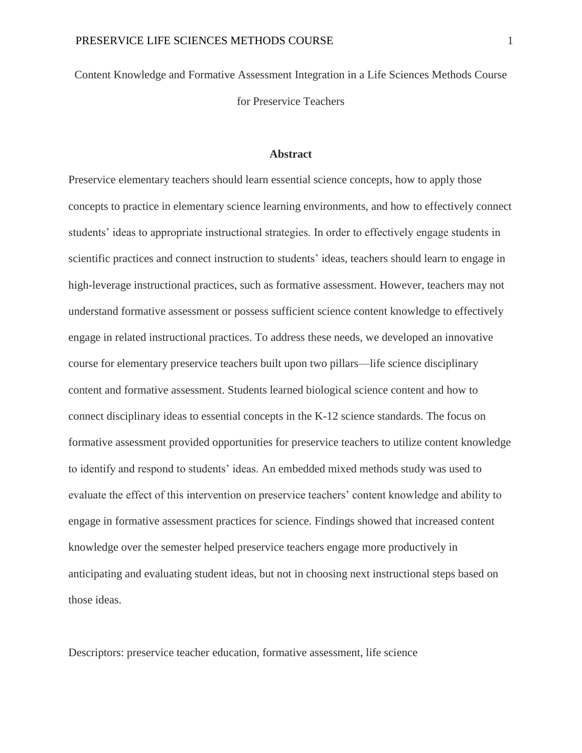Content Knowledge and Formative Assessment Integration in a Life Sciences Methods Course for Preservice Teachers

## Abstract

Preservice elementary teachers should learn essential science concepts, how to apply those concepts to practice in elementary science learning environments, and how to effectively connect students' ideas to appropriate instructional strategies. In order to effectively engage students in scientific practices and connect instruction to students' ideas, teachers should learn to engage in high-leverage instructional practices, such as formative assessment. However, teachers may not understand formative assessment or possess sufficient science content knowledge to effectively engage in related instructional practices. To address these needs, we developed an innovative course for elementary preservice teachers built upon two pillars—life science disciplinary content and formative assessment. Students learned biological science content and how to connect disciplinary ideas to essential concepts in the K-12 science standards. The focus on formative assessment provided opportunities for preservice teachers to utilize content knowledge to identify and respond to students' ideas. An embedded mixed methods study was used to evaluate the effect of this intervention on preservice teachers' content knowledge and ability to engage in formative assessment practices for science. Findings showed that increased content knowledge over the semester helped preservice teachers engage more productively in anticipating and evaluating student ideas, but not in choosing next instructional steps based on those ideas.

Descriptors: preservice teacher education, formative assessment, life science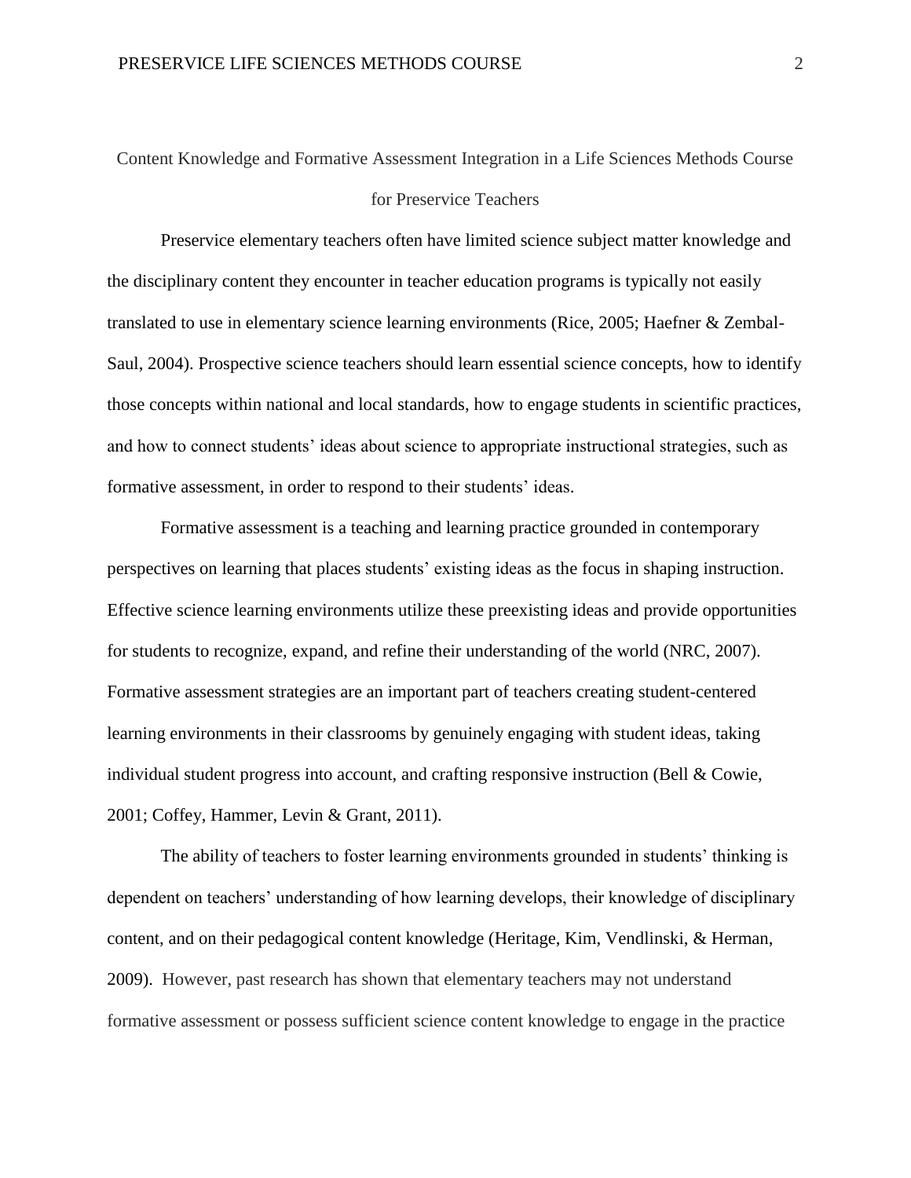# Content Knowledge and Formative Assessment Integration in a Life Sciences Methods Course for Preservice Teachers

Preservice elementary teachers often have limited science subject matter knowledge and the disciplinary content they encounter in teacher education programs is typically not easily translated to use in elementary science learning environments (Rice, 2005; Haefner & Zembal-Saul, 2004). Prospective science teachers should learn essential science concepts, how to identify those concepts within national and local standards, how to engage students in scientific practices, and how to connect students' ideas about science to appropriate instructional strategies, such as formative assessment, in order to respond to their students' ideas.

Formative assessment is a teaching and learning practice grounded in contemporary perspectives on learning that places students' existing ideas as the focus in shaping instruction. Effective science learning environments utilize these preexisting ideas and provide opportunities for students to recognize, expand, and refine their understanding of the world (NRC, 2007). Formative assessment strategies are an important part of teachers creating student-centered learning environments in their classrooms by genuinely engaging with student ideas, taking individual student progress into account, and crafting responsive instruction (Bell & Cowie, 2001; Coffey, Hammer, Levin & Grant, 2011).

The ability of teachers to foster learning environments grounded in students' thinking is dependent on teachers' understanding of how learning develops, their knowledge of disciplinary content, and on their pedagogical content knowledge (Heritage, Kim, Vendlinski, & Herman, 2009). However, past research has shown that elementary teachers may not understand formative assessment or possess sufficient science content knowledge to engage in the practice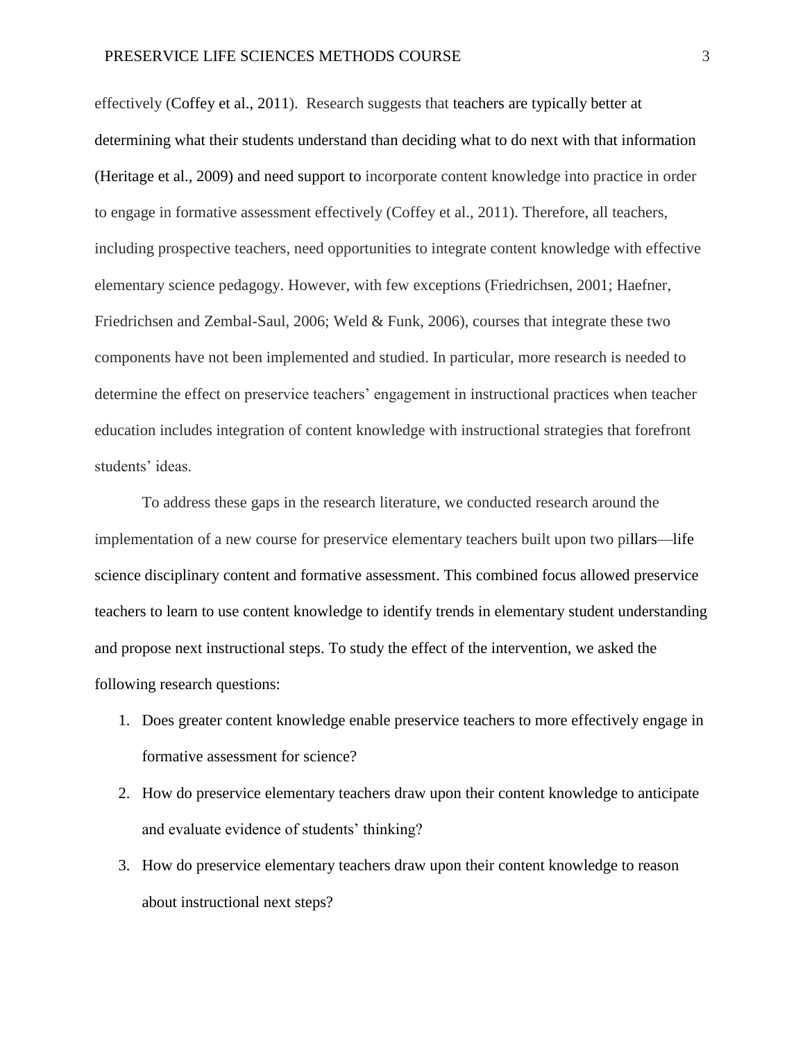effectively (Coffey et al., 2011). Research suggests that teachers are typically better at determining what their students understand than deciding what to do next with that information (Heritage et al., 2009) and need support to incorporate content knowledge into practice in order to engage in formative assessment effectively (Coffey et al., 2011). Therefore, all teachers, including prospective teachers, need opportunities to integrate content knowledge with effective elementary science pedagogy. However, with few exceptions (Friedrichsen, 2001; Haefner, Friedrichsen and Zembal-Saul, 2006; Weld & Funk, 2006), courses that integrate these two components have not been implemented and studied. In particular, more research is needed to determine the effect on preservice teachers' engagement in instructional practices when teacher education includes integration of content knowledge with instructional strategies that forefront students' ideas.

To address these gaps in the research literature, we conducted research around the implementation of a new course for preservice elementary teachers built upon two pillars—life science disciplinary content and formative assessment. This combined focus allowed preservice teachers to learn to use content knowledge to identify trends in elementary student understanding and propose next instructional steps. To study the effect of the intervention, we asked the following research questions:

1. Does greater content knowledge enable preservice teachers to more effectively engage in formative assessment for science?
2. How do preservice elementary teachers draw upon their content knowledge to anticipate and evaluate evidence of students' thinking?
3. How do preservice elementary teachers draw upon their content knowledge to reason about instructional next steps?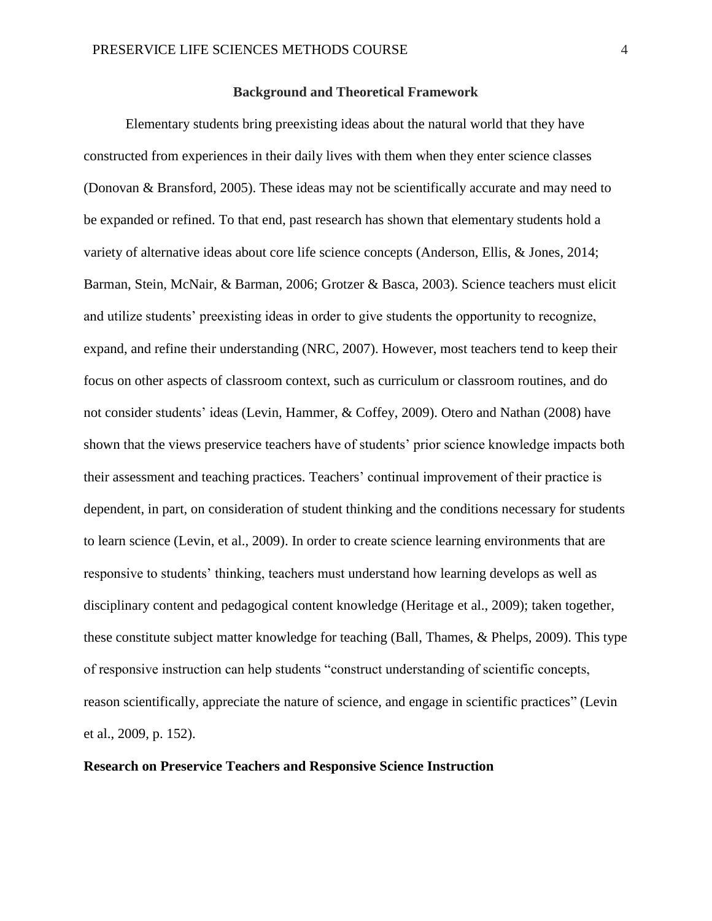## Background and Theoretical Framework

Elementary students bring preexisting ideas about the natural world that they have constructed from experiences in their daily lives with them when they enter science classes (Donovan & Bransford, 2005). These ideas may not be scientifically accurate and may need to be expanded or refined. To that end, past research has shown that elementary students hold a variety of alternative ideas about core life science concepts (Anderson, Ellis, & Jones, 2014; Barman, Stein, McNair, & Barman, 2006; Grotzer & Basca, 2003). Science teachers must elicit and utilize students' preexisting ideas in order to give students the opportunity to recognize, expand, and refine their understanding (NRC, 2007). However, most teachers tend to keep their focus on other aspects of classroom context, such as curriculum or classroom routines, and do not consider students' ideas (Levin, Hammer, & Coffey, 2009). Otero and Nathan (2008) have shown that the views preservice teachers have of students' prior science knowledge impacts both their assessment and teaching practices. Teachers' continual improvement of their practice is dependent, in part, on consideration of student thinking and the conditions necessary for students to learn science (Levin, et al., 2009). In order to create science learning environments that are responsive to students' thinking, teachers must understand how learning develops as well as disciplinary content and pedagogical content knowledge (Heritage et al., 2009); taken together, these constitute subject matter knowledge for teaching (Ball, Thames, & Phelps, 2009). This type of responsive instruction can help students "construct understanding of scientific concepts, reason scientifically, appreciate the nature of science, and engage in scientific practices" (Levin et al., 2009, p. 152).

### Research on Preservice Teachers and Responsive Science Instruction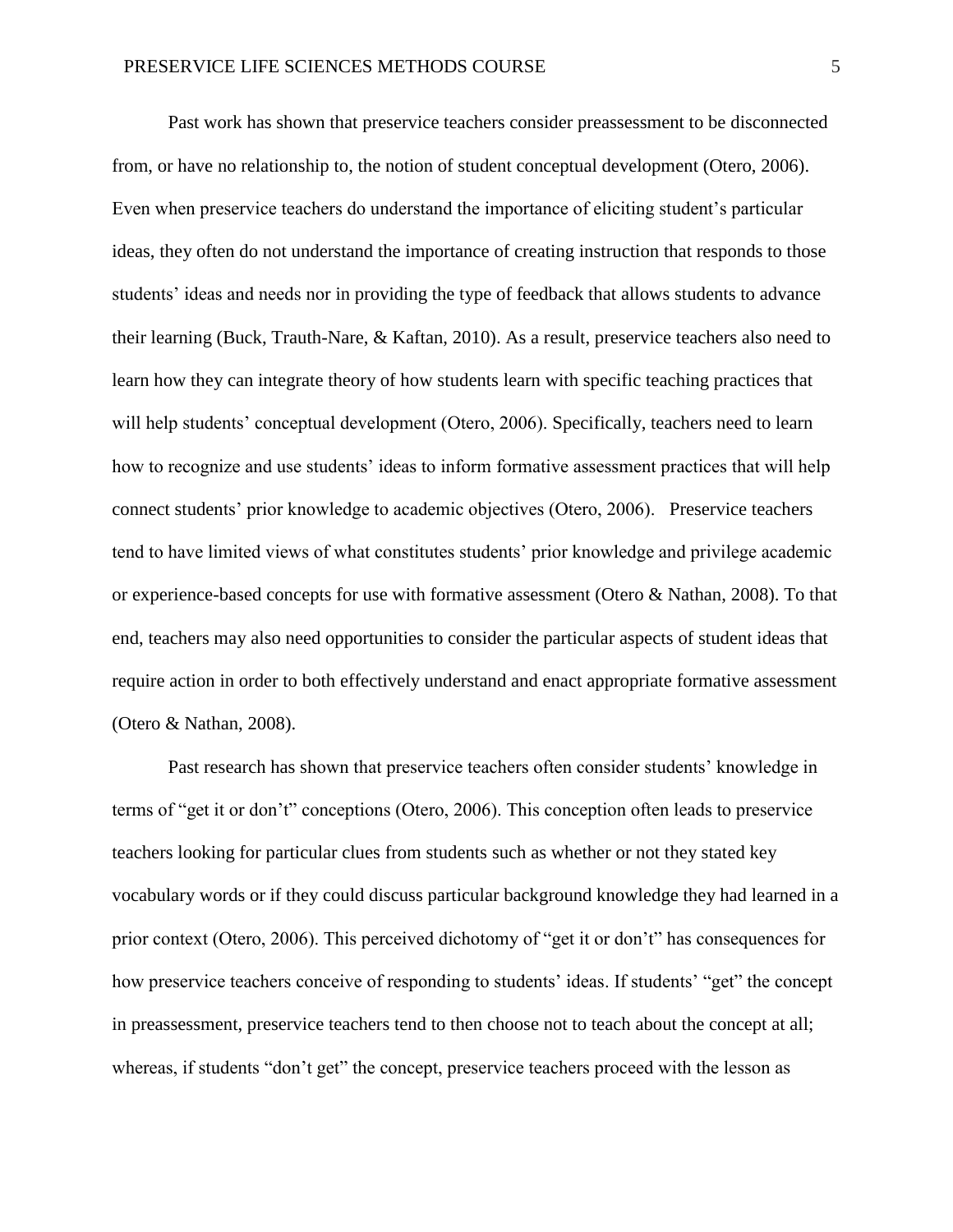Past work has shown that preservice teachers consider preassessment to be disconnected from, or have no relationship to, the notion of student conceptual development (Otero, 2006). Even when preservice teachers do understand the importance of eliciting student's particular ideas, they often do not understand the importance of creating instruction that responds to those students' ideas and needs nor in providing the type of feedback that allows students to advance their learning (Buck, Trauth-Nare, & Kaftan, 2010). As a result, preservice teachers also need to learn how they can integrate theory of how students learn with specific teaching practices that will help students' conceptual development (Otero, 2006). Specifically, teachers need to learn how to recognize and use students' ideas to inform formative assessment practices that will help connect students' prior knowledge to academic objectives (Otero, 2006). Preservice teachers tend to have limited views of what constitutes students' prior knowledge and privilege academic or experience-based concepts for use with formative assessment (Otero & Nathan, 2008). To that end, teachers may also need opportunities to consider the particular aspects of student ideas that require action in order to both effectively understand and enact appropriate formative assessment (Otero & Nathan, 2008).

Past research has shown that preservice teachers often consider students' knowledge in terms of "get it or don't" conceptions (Otero, 2006). This conception often leads to preservice teachers looking for particular clues from students such as whether or not they stated key vocabulary words or if they could discuss particular background knowledge they had learned in a prior context (Otero, 2006). This perceived dichotomy of "get it or don't" has consequences for how preservice teachers conceive of responding to students' ideas. If students' "get" the concept in preassessment, preservice teachers tend to then choose not to teach about the concept at all; whereas, if students "don't get" the concept, preservice teachers proceed with the lesson as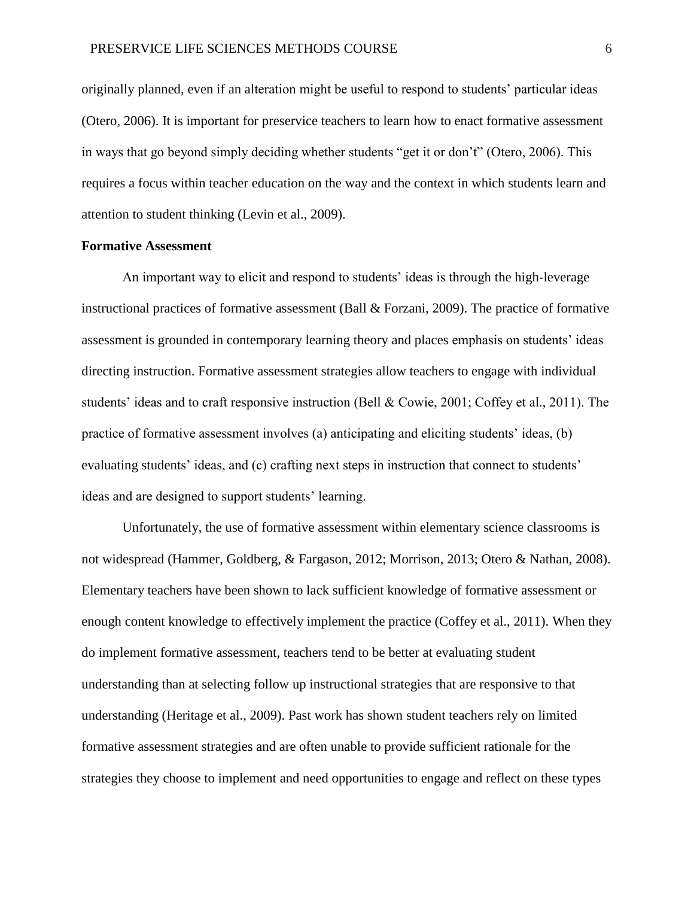originally planned, even if an alteration might be useful to respond to students' particular ideas (Otero, 2006). It is important for preservice teachers to learn how to enact formative assessment in ways that go beyond simply deciding whether students "get it or don't" (Otero, 2006). This requires a focus within teacher education on the way and the context in which students learn and attention to student thinking (Levin et al., 2009).

**Formative Assessment**

An important way to elicit and respond to students' ideas is through the high-leverage instructional practices of formative assessment (Ball & Forzani, 2009). The practice of formative assessment is grounded in contemporary learning theory and places emphasis on students' ideas directing instruction. Formative assessment strategies allow teachers to engage with individual students' ideas and to craft responsive instruction (Bell & Cowie, 2001; Coffey et al., 2011). The practice of formative assessment involves (a) anticipating and eliciting students' ideas, (b) evaluating students' ideas, and (c) crafting next steps in instruction that connect to students' ideas and are designed to support students' learning.

Unfortunately, the use of formative assessment within elementary science classrooms is not widespread (Hammer, Goldberg, & Fargason, 2012; Morrison, 2013; Otero & Nathan, 2008). Elementary teachers have been shown to lack sufficient knowledge of formative assessment or enough content knowledge to effectively implement the practice (Coffey et al., 2011). When they do implement formative assessment, teachers tend to be better at evaluating student understanding than at selecting follow up instructional strategies that are responsive to that understanding (Heritage et al., 2009). Past work has shown student teachers rely on limited formative assessment strategies and are often unable to provide sufficient rationale for the strategies they choose to implement and need opportunities to engage and reflect on these types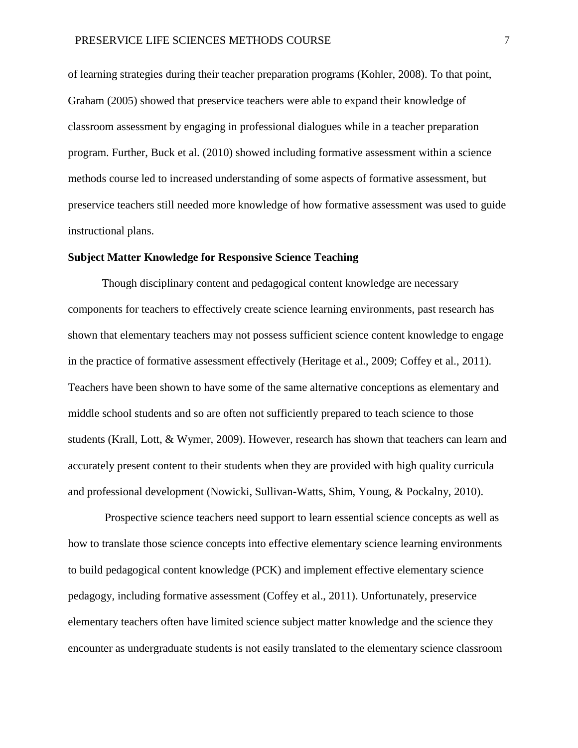of learning strategies during their teacher preparation programs (Kohler, 2008). To that point, Graham (2005) showed that preservice teachers were able to expand their knowledge of classroom assessment by engaging in professional dialogues while in a teacher preparation program. Further, Buck et al. (2010) showed including formative assessment within a science methods course led to increased understanding of some aspects of formative assessment, but preservice teachers still needed more knowledge of how formative assessment was used to guide instructional plans.

**Subject Matter Knowledge for Responsive Science Teaching**

Though disciplinary content and pedagogical content knowledge are necessary components for teachers to effectively create science learning environments, past research has shown that elementary teachers may not possess sufficient science content knowledge to engage in the practice of formative assessment effectively (Heritage et al., 2009; Coffey et al., 2011). Teachers have been shown to have some of the same alternative conceptions as elementary and middle school students and so are often not sufficiently prepared to teach science to those students (Krall, Lott, & Wymer, 2009). However, research has shown that teachers can learn and accurately present content to their students when they are provided with high quality curricula and professional development (Nowicki, Sullivan-Watts, Shim, Young, & Pockalny, 2010).

Prospective science teachers need support to learn essential science concepts as well as how to translate those science concepts into effective elementary science learning environments to build pedagogical content knowledge (PCK) and implement effective elementary science pedagogy, including formative assessment (Coffey et al., 2011). Unfortunately, preservice elementary teachers often have limited science subject matter knowledge and the science they encounter as undergraduate students is not easily translated to the elementary science classroom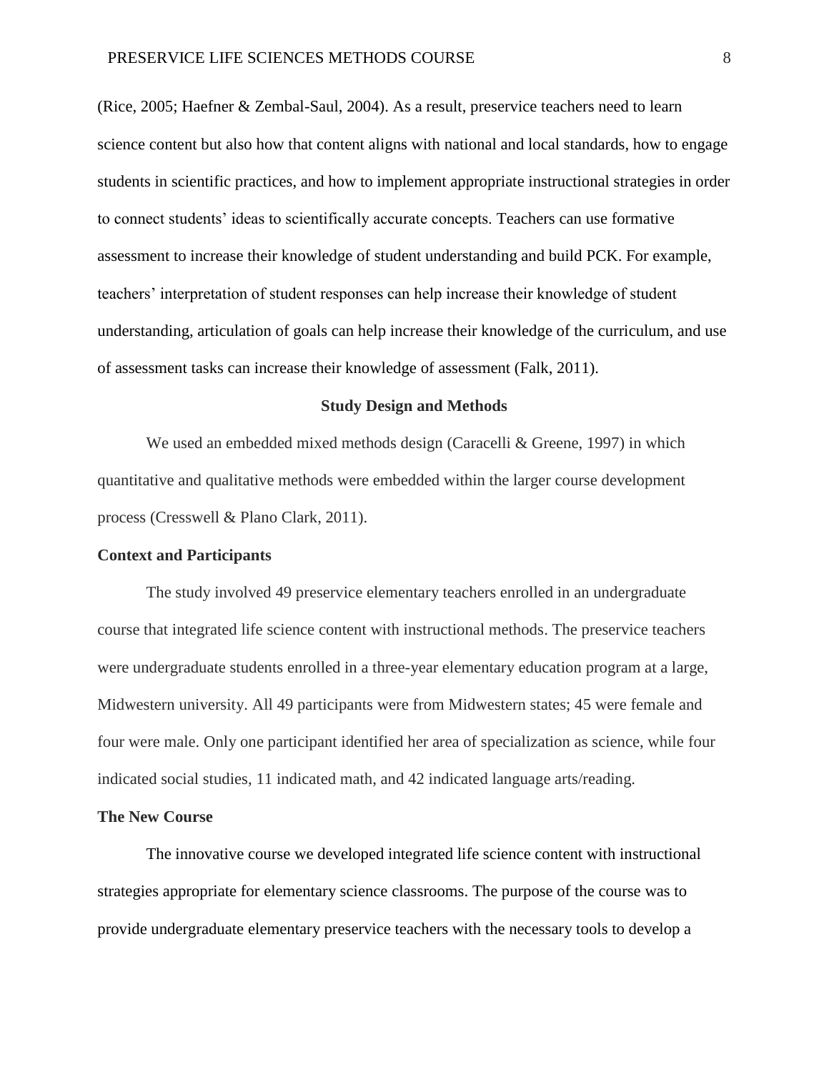(Rice, 2005; Haefner & Zembal-Saul, 2004). As a result, preservice teachers need to learn science content but also how that content aligns with national and local standards, how to engage students in scientific practices, and how to implement appropriate instructional strategies in order to connect students' ideas to scientifically accurate concepts. Teachers can use formative assessment to increase their knowledge of student understanding and build PCK. For example, teachers' interpretation of student responses can help increase their knowledge of student understanding, articulation of goals can help increase their knowledge of the curriculum, and use of assessment tasks can increase their knowledge of assessment (Falk, 2011).

## Study Design and Methods

We used an embedded mixed methods design (Caracelli & Greene, 1997) in which quantitative and qualitative methods were embedded within the larger course development process (Cresswell & Plano Clark, 2011).

### Context and Participants

The study involved 49 preservice elementary teachers enrolled in an undergraduate course that integrated life science content with instructional methods. The preservice teachers were undergraduate students enrolled in a three-year elementary education program at a large, Midwestern university. All 49 participants were from Midwestern states; 45 were female and four were male. Only one participant identified her area of specialization as science, while four indicated social studies, 11 indicated math, and 42 indicated language arts/reading.

### The New Course

The innovative course we developed integrated life science content with instructional strategies appropriate for elementary science classrooms. The purpose of the course was to provide undergraduate elementary preservice teachers with the necessary tools to develop a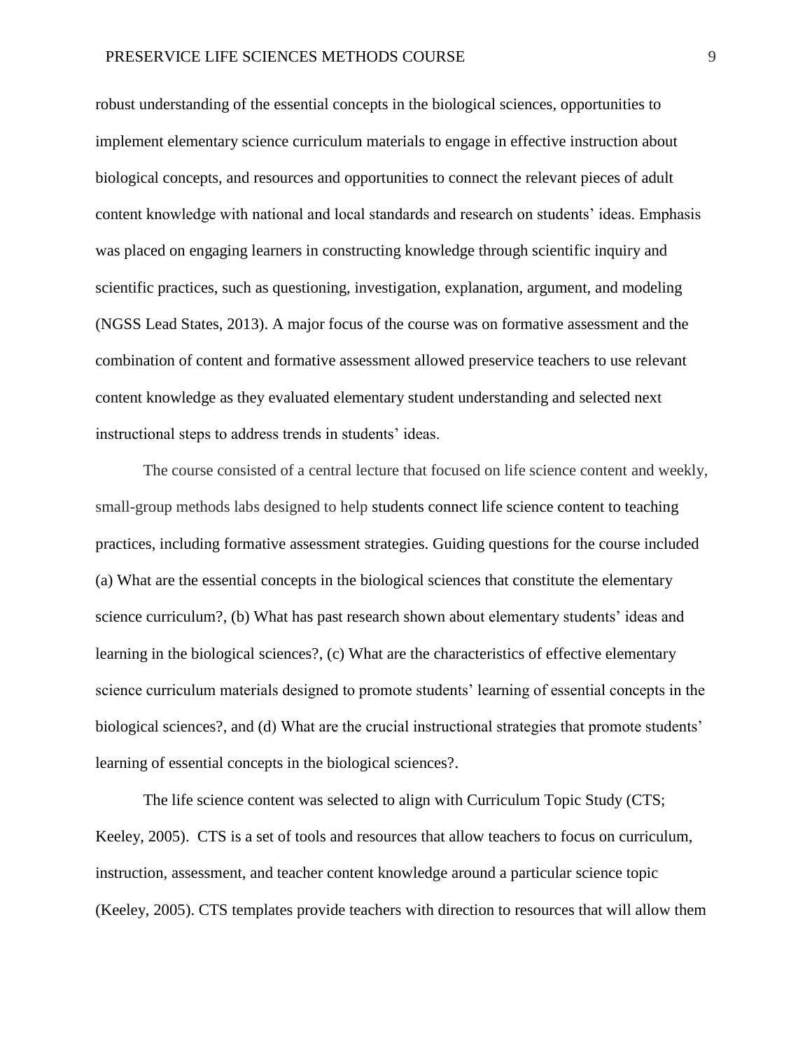robust understanding of the essential concepts in the biological sciences, opportunities to implement elementary science curriculum materials to engage in effective instruction about biological concepts, and resources and opportunities to connect the relevant pieces of adult content knowledge with national and local standards and research on students' ideas. Emphasis was placed on engaging learners in constructing knowledge through scientific inquiry and scientific practices, such as questioning, investigation, explanation, argument, and modeling (NGSS Lead States, 2013). A major focus of the course was on formative assessment and the combination of content and formative assessment allowed preservice teachers to use relevant content knowledge as they evaluated elementary student understanding and selected next instructional steps to address trends in students' ideas.

The course consisted of a central lecture that focused on life science content and weekly, small-group methods labs designed to help students connect life science content to teaching practices, including formative assessment strategies. Guiding questions for the course included (a) What are the essential concepts in the biological sciences that constitute the elementary science curriculum?, (b) What has past research shown about elementary students' ideas and learning in the biological sciences?, (c) What are the characteristics of effective elementary science curriculum materials designed to promote students' learning of essential concepts in the biological sciences?, and (d) What are the crucial instructional strategies that promote students' learning of essential concepts in the biological sciences?.

The life science content was selected to align with Curriculum Topic Study (CTS; Keeley, 2005). CTS is a set of tools and resources that allow teachers to focus on curriculum, instruction, assessment, and teacher content knowledge around a particular science topic (Keeley, 2005). CTS templates provide teachers with direction to resources that will allow them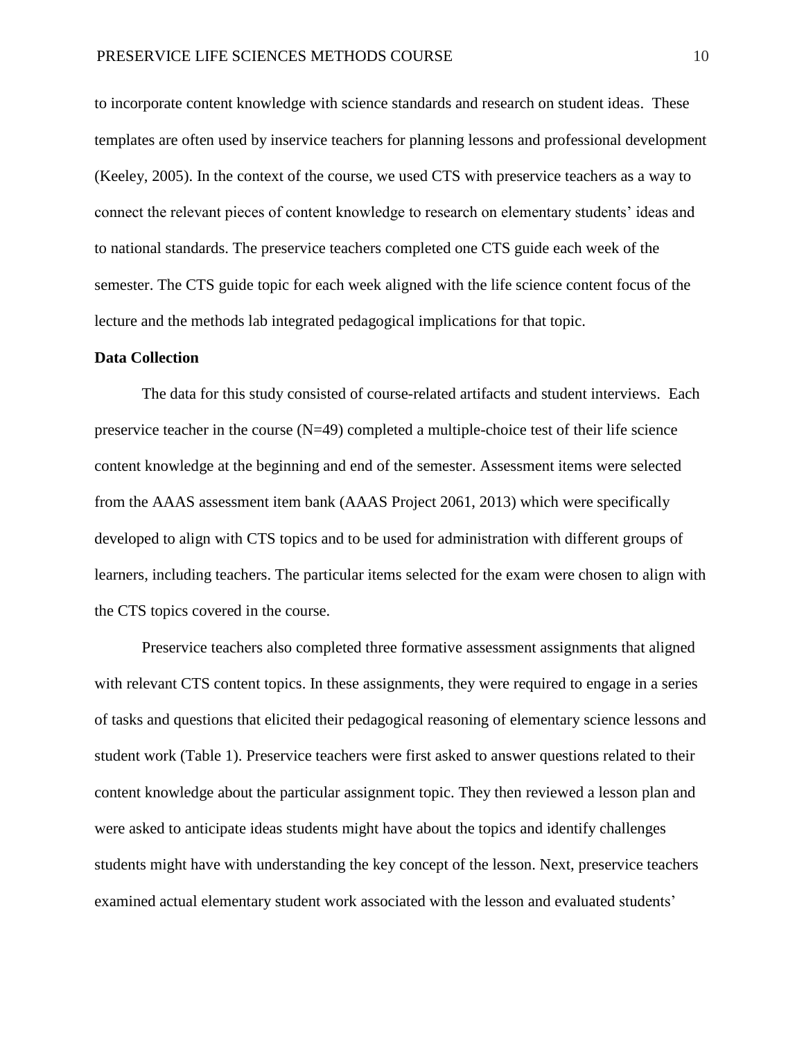to incorporate content knowledge with science standards and research on student ideas. These templates are often used by inservice teachers for planning lessons and professional development (Keeley, 2005). In the context of the course, we used CTS with preservice teachers as a way to connect the relevant pieces of content knowledge to research on elementary students' ideas and to national standards. The preservice teachers completed one CTS guide each week of the semester. The CTS guide topic for each week aligned with the life science content focus of the lecture and the methods lab integrated pedagogical implications for that topic.

**Data Collection**

The data for this study consisted of course-related artifacts and student interviews. Each preservice teacher in the course (N=49) completed a multiple-choice test of their life science content knowledge at the beginning and end of the semester. Assessment items were selected from the AAAS assessment item bank (AAAS Project 2061, 2013) which were specifically developed to align with CTS topics and to be used for administration with different groups of learners, including teachers. The particular items selected for the exam were chosen to align with the CTS topics covered in the course.

Preservice teachers also completed three formative assessment assignments that aligned with relevant CTS content topics. In these assignments, they were required to engage in a series of tasks and questions that elicited their pedagogical reasoning of elementary science lessons and student work (Table 1). Preservice teachers were first asked to answer questions related to their content knowledge about the particular assignment topic. They then reviewed a lesson plan and were asked to anticipate ideas students might have about the topics and identify challenges students might have with understanding the key concept of the lesson. Next, preservice teachers examined actual elementary student work associated with the lesson and evaluated students'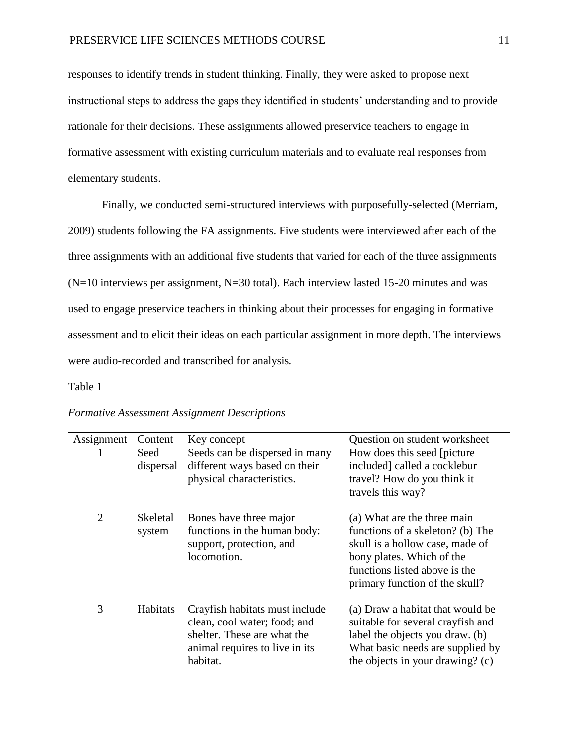responses to identify trends in student thinking. Finally, they were asked to propose next instructional steps to address the gaps they identified in students' understanding and to provide rationale for their decisions. These assignments allowed preservice teachers to engage in formative assessment with existing curriculum materials and to evaluate real responses from elementary students.

Finally, we conducted semi-structured interviews with purposefully-selected (Merriam, 2009) students following the FA assignments. Five students were interviewed after each of the three assignments with an additional five students that varied for each of the three assignments (N=10 interviews per assignment, N=30 total). Each interview lasted 15-20 minutes and was used to engage preservice teachers in thinking about their processes for engaging in formative assessment and to elicit their ideas on each particular assignment in more depth. The interviews were audio-recorded and transcribed for analysis.

Table 1

*Formative Assessment Assignment Descriptions*

| Assignment | Content | Key concept | Question on student worksheet |
|---|---|---|---|
| 1 | Seed dispersal | Seeds can be dispersed in many different ways based on their physical characteristics. | How does this seed [picture included] called a cocklebur travel? How do you think it travels this way? |
| 2 | Skeletal system | Bones have three major functions in the human body: support, protection, and locomotion. | (a) What are the three main functions of a skeleton? (b) The skull is a hollow case, made of bony plates. Which of the functions listed above is the primary function of the skull? |
| 3 | Habitats | Crayfish habitats must include clean, cool water; food; and shelter. These are what the animal requires to live in its habitat. | (a) Draw a habitat that would be suitable for several crayfish and label the objects you draw. (b) What basic needs are supplied by the objects in your drawing? (c) |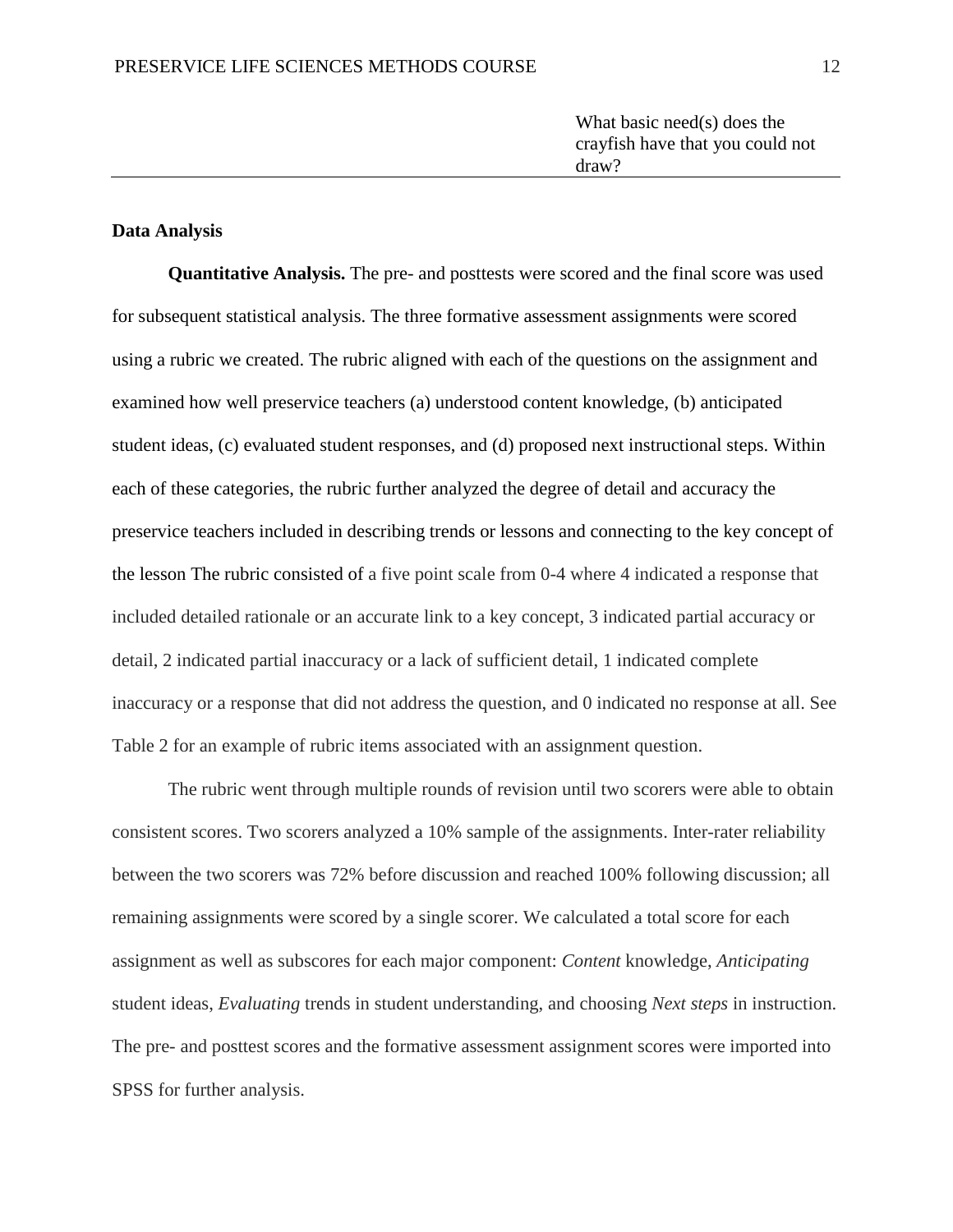| | What basic need(s) does the crayfish have that you could not draw? |
|---|---|

## Data Analysis

**Quantitative Analysis.** The pre- and posttests were scored and the final score was used for subsequent statistical analysis. The three formative assessment assignments were scored using a rubric we created. The rubric aligned with each of the questions on the assignment and examined how well preservice teachers (a) understood content knowledge, (b) anticipated student ideas, (c) evaluated student responses, and (d) proposed next instructional steps. Within each of these categories, the rubric further analyzed the degree of detail and accuracy the preservice teachers included in describing trends or lessons and connecting to the key concept of the lesson The rubric consisted of a five point scale from 0-4 where 4 indicated a response that included detailed rationale or an accurate link to a key concept, 3 indicated partial accuracy or detail, 2 indicated partial inaccuracy or a lack of sufficient detail, 1 indicated complete inaccuracy or a response that did not address the question, and 0 indicated no response at all. See Table 2 for an example of rubric items associated with an assignment question.

The rubric went through multiple rounds of revision until two scorers were able to obtain consistent scores. Two scorers analyzed a 10% sample of the assignments. Inter-rater reliability between the two scorers was 72% before discussion and reached 100% following discussion; all remaining assignments were scored by a single scorer. We calculated a total score for each assignment as well as subscores for each major component: *Content* knowledge, *Anticipating* student ideas, *Evaluating* trends in student understanding, and choosing *Next steps* in instruction. The pre- and posttest scores and the formative assessment assignment scores were imported into SPSS for further analysis.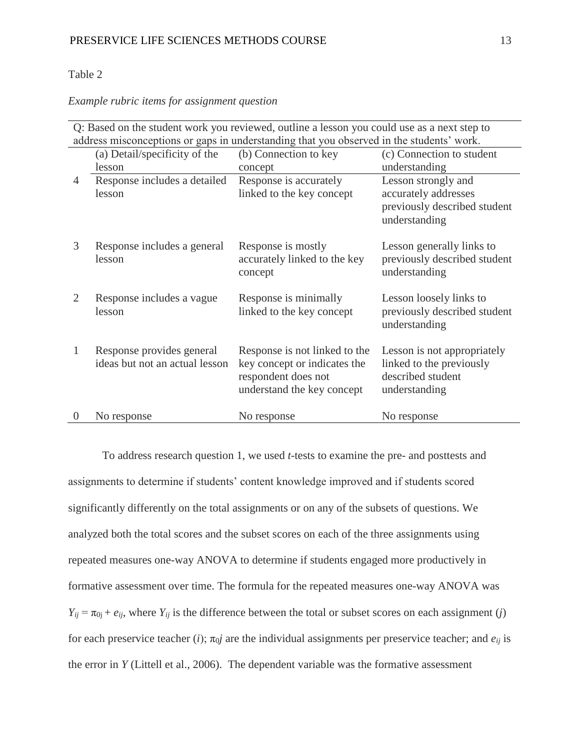Table 2

*Example rubric items for assignment question*

| Q: Based on the student work you reviewed, outline a lesson you could use as a next step to address misconceptions or gaps in understanding that you observed in the students' work. | | | |
|---|---|---|---|
| | (a) Detail/specificity of the lesson | (b) Connection to key concept | (c) Connection to student understanding |
| 4 | Response includes a detailed lesson | Response is accurately linked to the key concept | Lesson strongly and accurately addresses previously described student understanding |
| 3 | Response includes a general lesson | Response is mostly accurately linked to the key concept | Lesson generally links to previously described student understanding |
| 2 | Response includes a vague lesson | Response is minimally linked to the key concept | Lesson loosely links to previously described student understanding |
| 1 | Response provides general ideas but not an actual lesson | Response is not linked to the key concept or indicates the respondent does not understand the key concept | Lesson is not appropriately linked to the previously described student understanding |
| 0 | No response | No response | No response |

To address research question 1, we used *t*-tests to examine the pre- and posttests and assignments to determine if students' content knowledge improved and if students scored significantly differently on the total assignments or on any of the subsets of questions. We analyzed both the total scores and the subset scores on each of the three assignments using repeated measures one-way ANOVA to determine if students engaged more productively in formative assessment over time. The formula for the repeated measures one-way ANOVA was $Y_{ij} = \pi_{0j} + e_{ij}$, where $Y_{ij}$ is the difference between the total or subset scores on each assignment ($j$) for each preservice teacher ($i$); $\pi_{0j}$ are the individual assignments per preservice teacher; and $e_{ij}$ is the error in $Y$ (Littell et al., 2006). The dependent variable was the formative assessment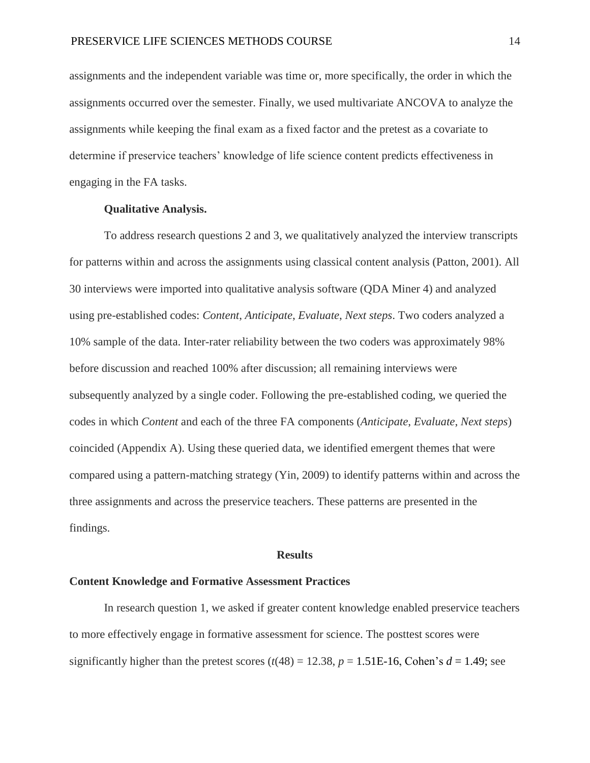assignments and the independent variable was time or, more specifically, the order in which the assignments occurred over the semester. Finally, we used multivariate ANCOVA to analyze the assignments while keeping the final exam as a fixed factor and the pretest as a covariate to determine if preservice teachers' knowledge of life science content predicts effectiveness in engaging in the FA tasks.

**Qualitative Analysis.**

To address research questions 2 and 3, we qualitatively analyzed the interview transcripts for patterns within and across the assignments using classical content analysis (Patton, 2001). All 30 interviews were imported into qualitative analysis software (QDA Miner 4) and analyzed using pre-established codes: *Content*, *Anticipate*, *Evaluate*, *Next steps*. Two coders analyzed a 10% sample of the data. Inter-rater reliability between the two coders was approximately 98% before discussion and reached 100% after discussion; all remaining interviews were subsequently analyzed by a single coder. Following the pre-established coding, we queried the codes in which *Content* and each of the three FA components (*Anticipate*, *Evaluate*, *Next steps*) coincided (Appendix A). Using these queried data, we identified emergent themes that were compared using a pattern-matching strategy (Yin, 2009) to identify patterns within and across the three assignments and across the preservice teachers. These patterns are presented in the findings.

## Results

### Content Knowledge and Formative Assessment Practices

In research question 1, we asked if greater content knowledge enabled preservice teachers to more effectively engage in formative assessment for science. The posttest scores were significantly higher than the pretest scores ($t(48) = 12.38$, $p = 1.51\text{E-}16$, Cohen's $d = 1.49$; see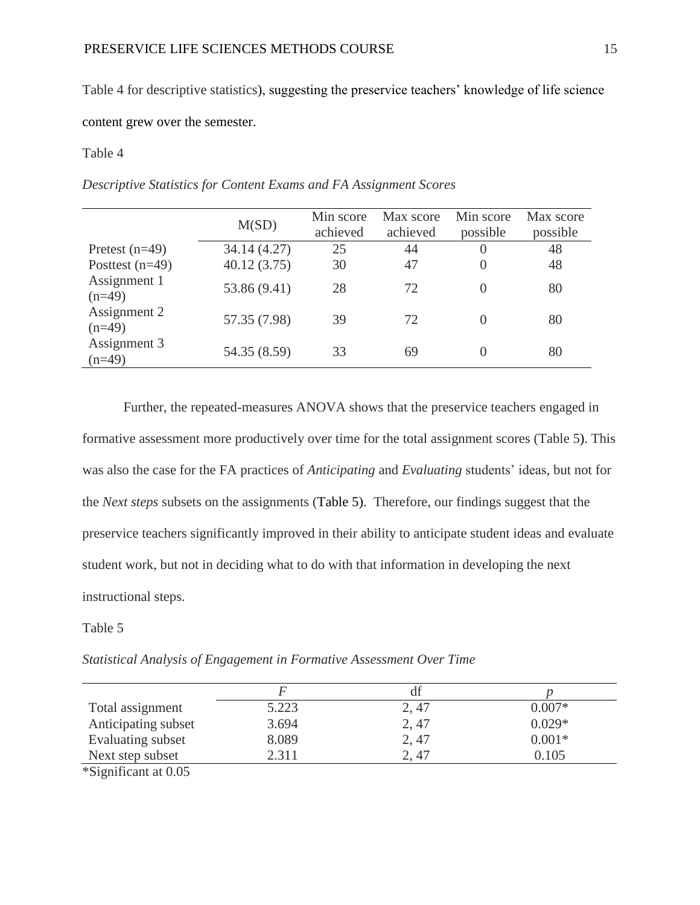Table 4 for descriptive statistics), suggesting the preservice teachers' knowledge of life science content grew over the semester.

Table 4

*Descriptive Statistics for Content Exams and FA Assignment Scores*

| | M(SD) | Min score achieved | Max score achieved | Min score possible | Max score possible |
|---|---|---|---|---|---|
| Pretest (n=49) | 34.14 (4.27) | 25 | 44 | 0 | 48 |
| Posttest (n=49) | 40.12 (3.75) | 30 | 47 | 0 | 48 |
| Assignment 1 (n=49) | 53.86 (9.41) | 28 | 72 | 0 | 80 |
| Assignment 2 (n=49) | 57.35 (7.98) | 39 | 72 | 0 | 80 |
| Assignment 3 (n=49) | 54.35 (8.59) | 33 | 69 | 0 | 80 |

Further, the repeated-measures ANOVA shows that the preservice teachers engaged in formative assessment more productively over time for the total assignment scores (Table 5). This was also the case for the FA practices of *Anticipating* and *Evaluating* students' ideas, but not for the *Next steps* subsets on the assignments (Table 5). Therefore, our findings suggest that the preservice teachers significantly improved in their ability to anticipate student ideas and evaluate student work, but not in deciding what to do with that information in developing the next instructional steps.

Table 5

*Statistical Analysis of Engagement in Formative Assessment Over Time*

| | *F* | df | *p* |
|---|---|---|---|
| Total assignment | 5.223 | 2, 47 | 0.007* |
| Anticipating subset | 3.694 | 2, 47 | 0.029* |
| Evaluating subset | 8.089 | 2, 47 | 0.001* |
| Next step subset | 2.311 | 2, 47 | 0.105 |

*Significant at 0.05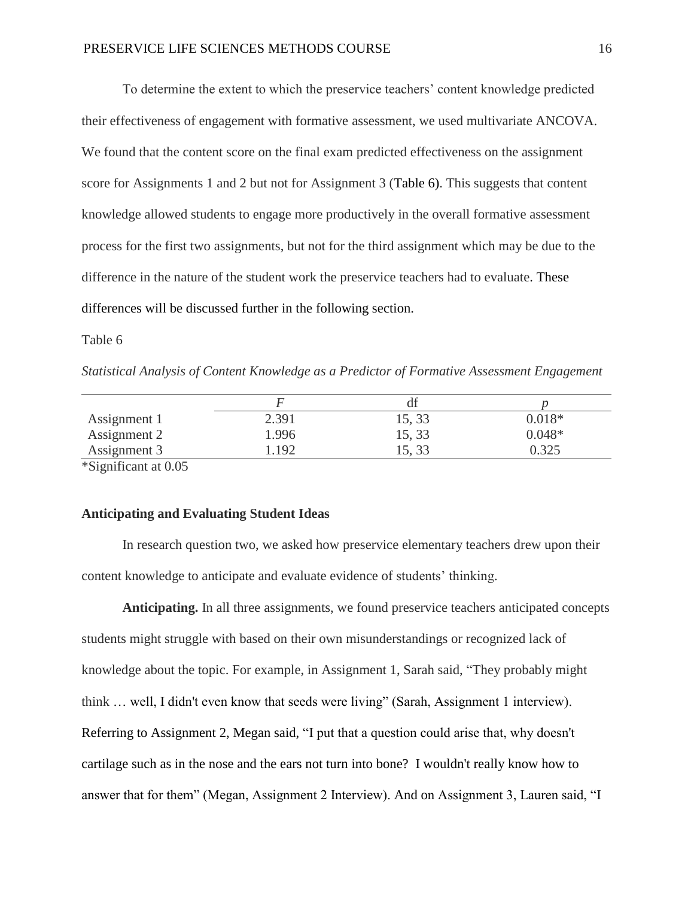To determine the extent to which the preservice teachers' content knowledge predicted their effectiveness of engagement with formative assessment, we used multivariate ANCOVA. We found that the content score on the final exam predicted effectiveness on the assignment score for Assignments 1 and 2 but not for Assignment 3 (Table 6). This suggests that content knowledge allowed students to engage more productively in the overall formative assessment process for the first two assignments, but not for the third assignment which may be due to the difference in the nature of the student work the preservice teachers had to evaluate. These differences will be discussed further in the following section.

Table 6

*Statistical Analysis of Content Knowledge as a Predictor of Formative Assessment Engagement*

| | $F$ | df | $p$ |
|---|---|---|---|
| Assignment 1 | 2.391 | 15, 33 | 0.018* |
| Assignment 2 | 1.996 | 15, 33 | 0.048* |
| Assignment 3 | 1.192 | 15, 33 | 0.325 |

*Significant at 0.05

### Anticipating and Evaluating Student Ideas

In research question two, we asked how preservice elementary teachers drew upon their content knowledge to anticipate and evaluate evidence of students' thinking.

**Anticipating.** In all three assignments, we found preservice teachers anticipated concepts students might struggle with based on their own misunderstandings or recognized lack of knowledge about the topic. For example, in Assignment 1, Sarah said, "They probably might think … well, I didn't even know that seeds were living" (Sarah, Assignment 1 interview). Referring to Assignment 2, Megan said, "I put that a question could arise that, why doesn't cartilage such as in the nose and the ears not turn into bone? I wouldn't really know how to answer that for them" (Megan, Assignment 2 Interview). And on Assignment 3, Lauren said, "I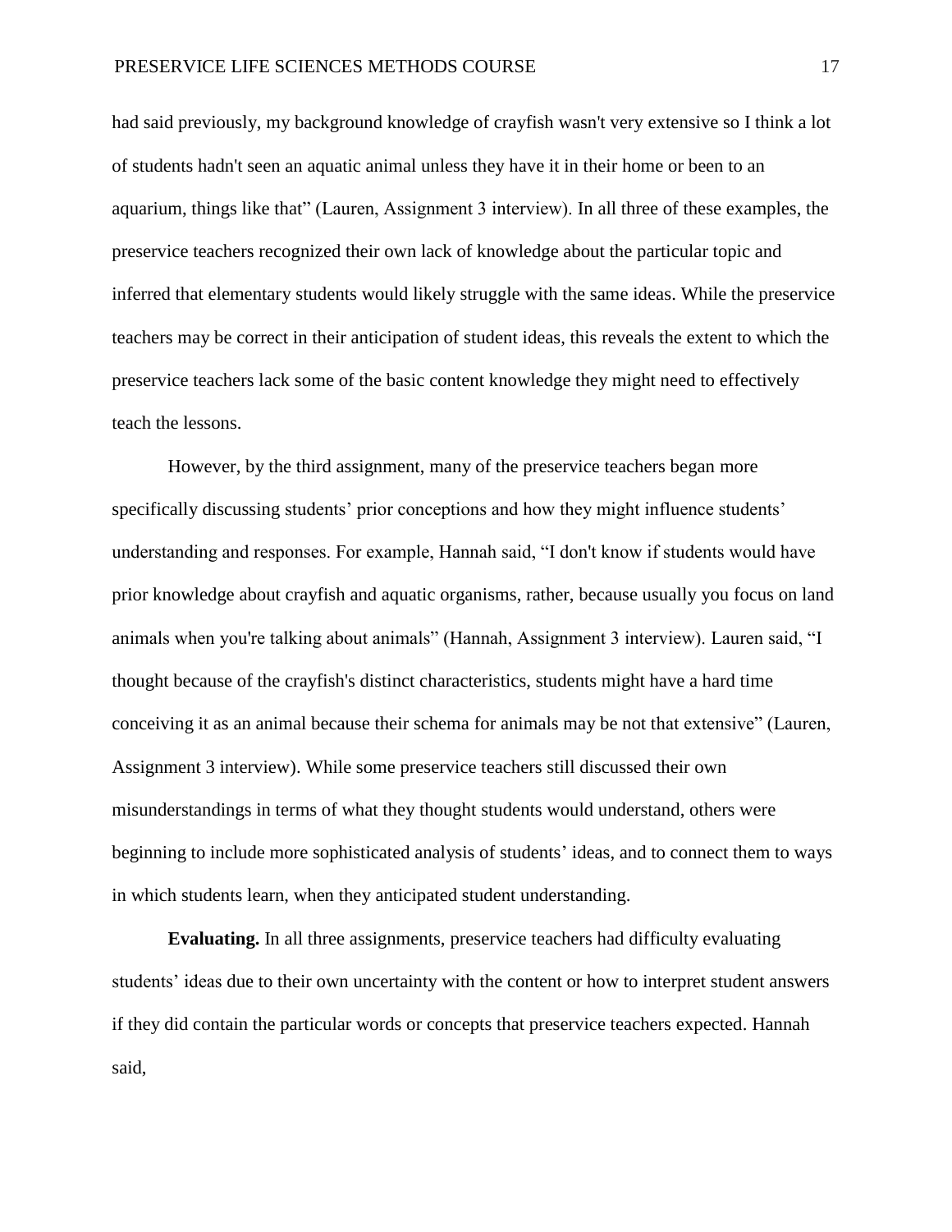had said previously, my background knowledge of crayfish wasn't very extensive so I think a lot of students hadn't seen an aquatic animal unless they have it in their home or been to an aquarium, things like that" (Lauren, Assignment 3 interview). In all three of these examples, the preservice teachers recognized their own lack of knowledge about the particular topic and inferred that elementary students would likely struggle with the same ideas. While the preservice teachers may be correct in their anticipation of student ideas, this reveals the extent to which the preservice teachers lack some of the basic content knowledge they might need to effectively teach the lessons.

However, by the third assignment, many of the preservice teachers began more specifically discussing students' prior conceptions and how they might influence students' understanding and responses. For example, Hannah said, "I don't know if students would have prior knowledge about crayfish and aquatic organisms, rather, because usually you focus on land animals when you're talking about animals" (Hannah, Assignment 3 interview). Lauren said, "I thought because of the crayfish's distinct characteristics, students might have a hard time conceiving it as an animal because their schema for animals may be not that extensive" (Lauren, Assignment 3 interview). While some preservice teachers still discussed their own misunderstandings in terms of what they thought students would understand, others were beginning to include more sophisticated analysis of students' ideas, and to connect them to ways in which students learn, when they anticipated student understanding.

**Evaluating.** In all three assignments, preservice teachers had difficulty evaluating students' ideas due to their own uncertainty with the content or how to interpret student answers if they did contain the particular words or concepts that preservice teachers expected. Hannah said,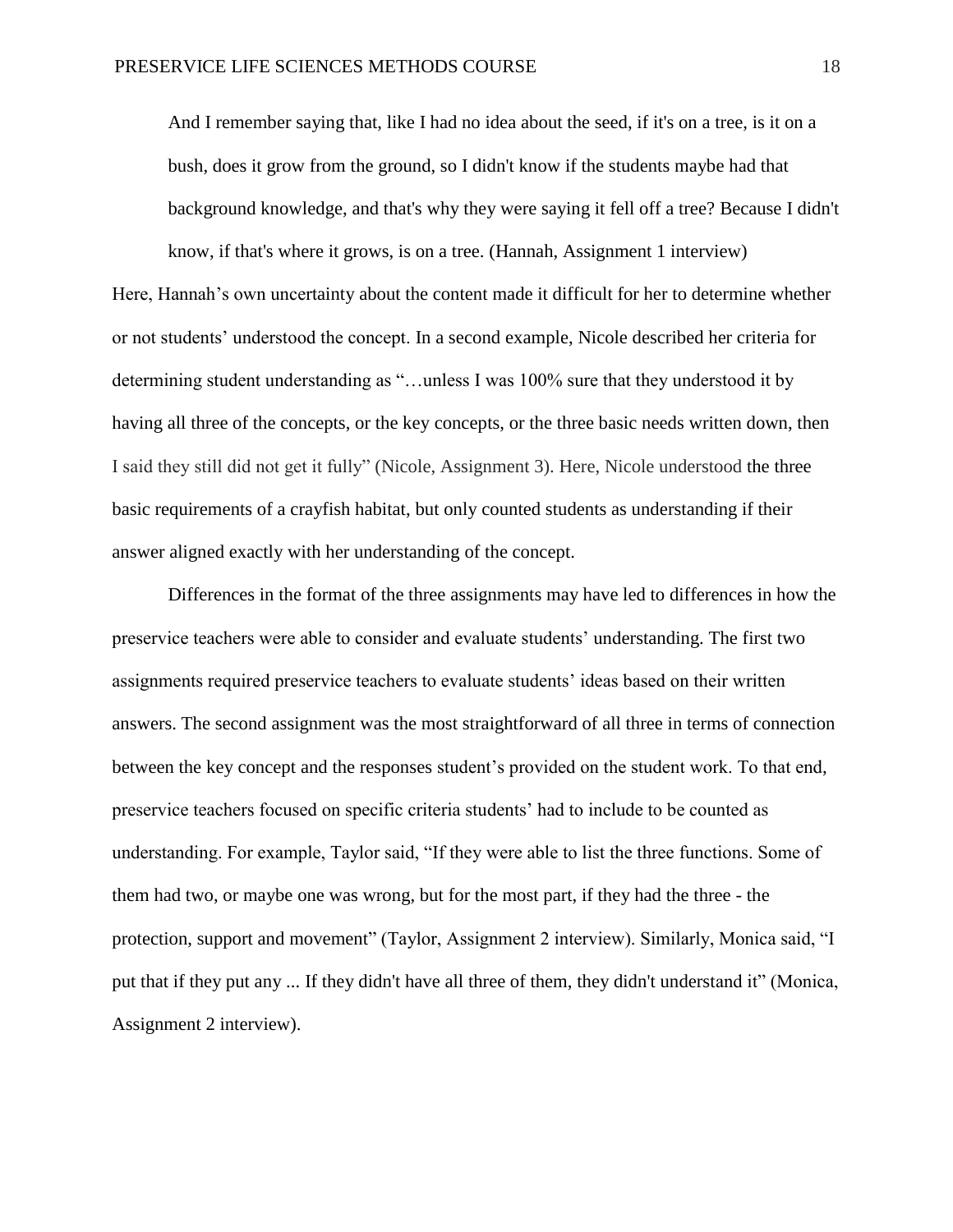> And I remember saying that, like I had no idea about the seed, if it's on a tree, is it on a bush, does it grow from the ground, so I didn't know if the students maybe had that background knowledge, and that's why they were saying it fell off a tree? Because I didn't know, if that's where it grows, is on a tree. (Hannah, Assignment 1 interview)

Here, Hannah's own uncertainty about the content made it difficult for her to determine whether or not students' understood the concept. In a second example, Nicole described her criteria for determining student understanding as "…unless I was 100% sure that they understood it by having all three of the concepts, or the key concepts, or the three basic needs written down, then I said they still did not get it fully" (Nicole, Assignment 3). Here, Nicole understood the three basic requirements of a crayfish habitat, but only counted students as understanding if their answer aligned exactly with her understanding of the concept.

Differences in the format of the three assignments may have led to differences in how the preservice teachers were able to consider and evaluate students' understanding. The first two assignments required preservice teachers to evaluate students' ideas based on their written answers. The second assignment was the most straightforward of all three in terms of connection between the key concept and the responses student's provided on the student work. To that end, preservice teachers focused on specific criteria students' had to include to be counted as understanding. For example, Taylor said, "If they were able to list the three functions. Some of them had two, or maybe one was wrong, but for the most part, if they had the three - the protection, support and movement" (Taylor, Assignment 2 interview). Similarly, Monica said, "I put that if they put any ... If they didn't have all three of them, they didn't understand it" (Monica, Assignment 2 interview).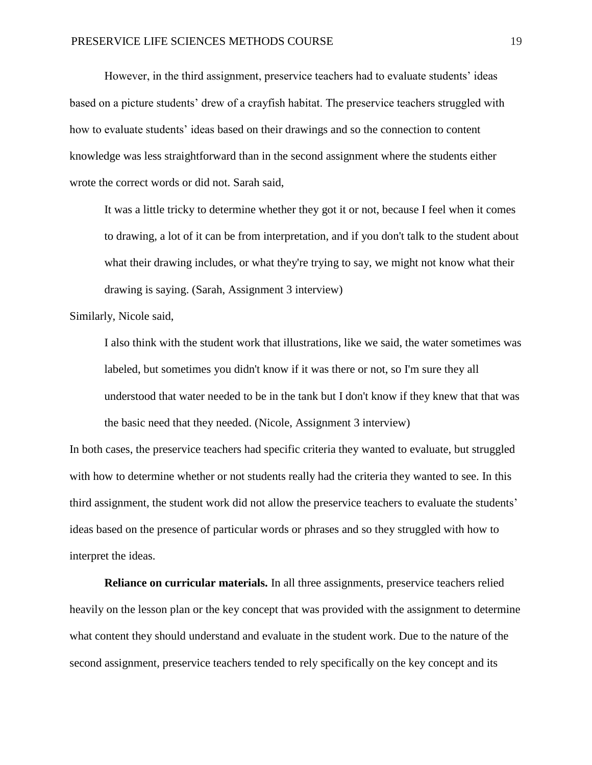However, in the third assignment, preservice teachers had to evaluate students' ideas based on a picture students' drew of a crayfish habitat. The preservice teachers struggled with how to evaluate students' ideas based on their drawings and so the connection to content knowledge was less straightforward than in the second assignment where the students either wrote the correct words or did not. Sarah said,

> It was a little tricky to determine whether they got it or not, because I feel when it comes to drawing, a lot of it can be from interpretation, and if you don't talk to the student about what their drawing includes, or what they're trying to say, we might not know what their drawing is saying. (Sarah, Assignment 3 interview)

Similarly, Nicole said,

> I also think with the student work that illustrations, like we said, the water sometimes was labeled, but sometimes you didn't know if it was there or not, so I'm sure they all understood that water needed to be in the tank but I don't know if they knew that that was the basic need that they needed. (Nicole, Assignment 3 interview)

In both cases, the preservice teachers had specific criteria they wanted to evaluate, but struggled with how to determine whether or not students really had the criteria they wanted to see. In this third assignment, the student work did not allow the preservice teachers to evaluate the students' ideas based on the presence of particular words or phrases and so they struggled with how to interpret the ideas.

**Reliance on curricular materials.** In all three assignments, preservice teachers relied heavily on the lesson plan or the key concept that was provided with the assignment to determine what content they should understand and evaluate in the student work. Due to the nature of the second assignment, preservice teachers tended to rely specifically on the key concept and its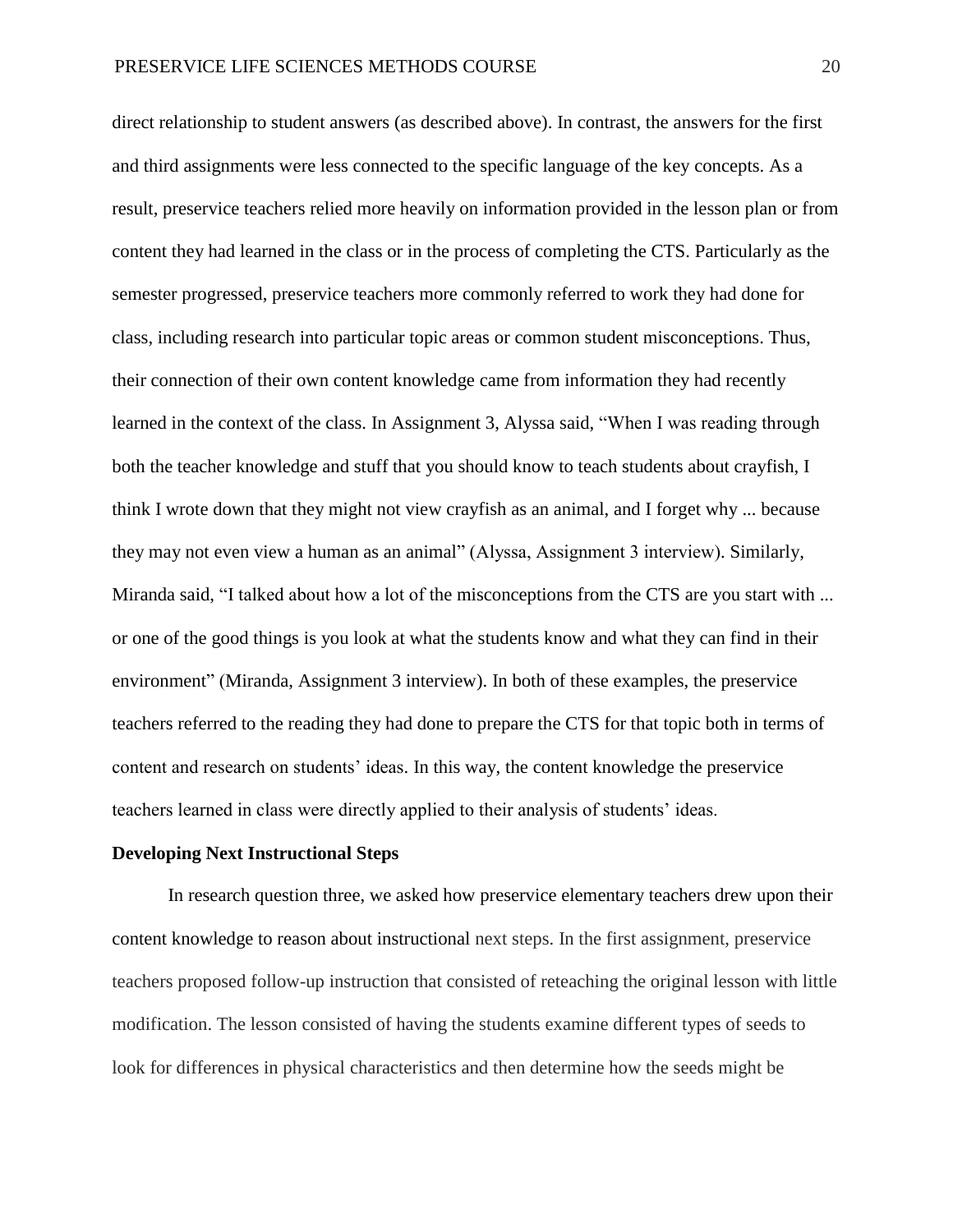direct relationship to student answers (as described above). In contrast, the answers for the first and third assignments were less connected to the specific language of the key concepts. As a result, preservice teachers relied more heavily on information provided in the lesson plan or from content they had learned in the class or in the process of completing the CTS. Particularly as the semester progressed, preservice teachers more commonly referred to work they had done for class, including research into particular topic areas or common student misconceptions. Thus, their connection of their own content knowledge came from information they had recently learned in the context of the class. In Assignment 3, Alyssa said, "When I was reading through both the teacher knowledge and stuff that you should know to teach students about crayfish, I think I wrote down that they might not view crayfish as an animal, and I forget why ... because they may not even view a human as an animal" (Alyssa, Assignment 3 interview). Similarly, Miranda said, "I talked about how a lot of the misconceptions from the CTS are you start with ... or one of the good things is you look at what the students know and what they can find in their environment" (Miranda, Assignment 3 interview). In both of these examples, the preservice teachers referred to the reading they had done to prepare the CTS for that topic both in terms of content and research on students' ideas. In this way, the content knowledge the preservice teachers learned in class were directly applied to their analysis of students' ideas.

**Developing Next Instructional Steps**

In research question three, we asked how preservice elementary teachers drew upon their content knowledge to reason about instructional next steps. In the first assignment, preservice teachers proposed follow-up instruction that consisted of reteaching the original lesson with little modification. The lesson consisted of having the students examine different types of seeds to look for differences in physical characteristics and then determine how the seeds might be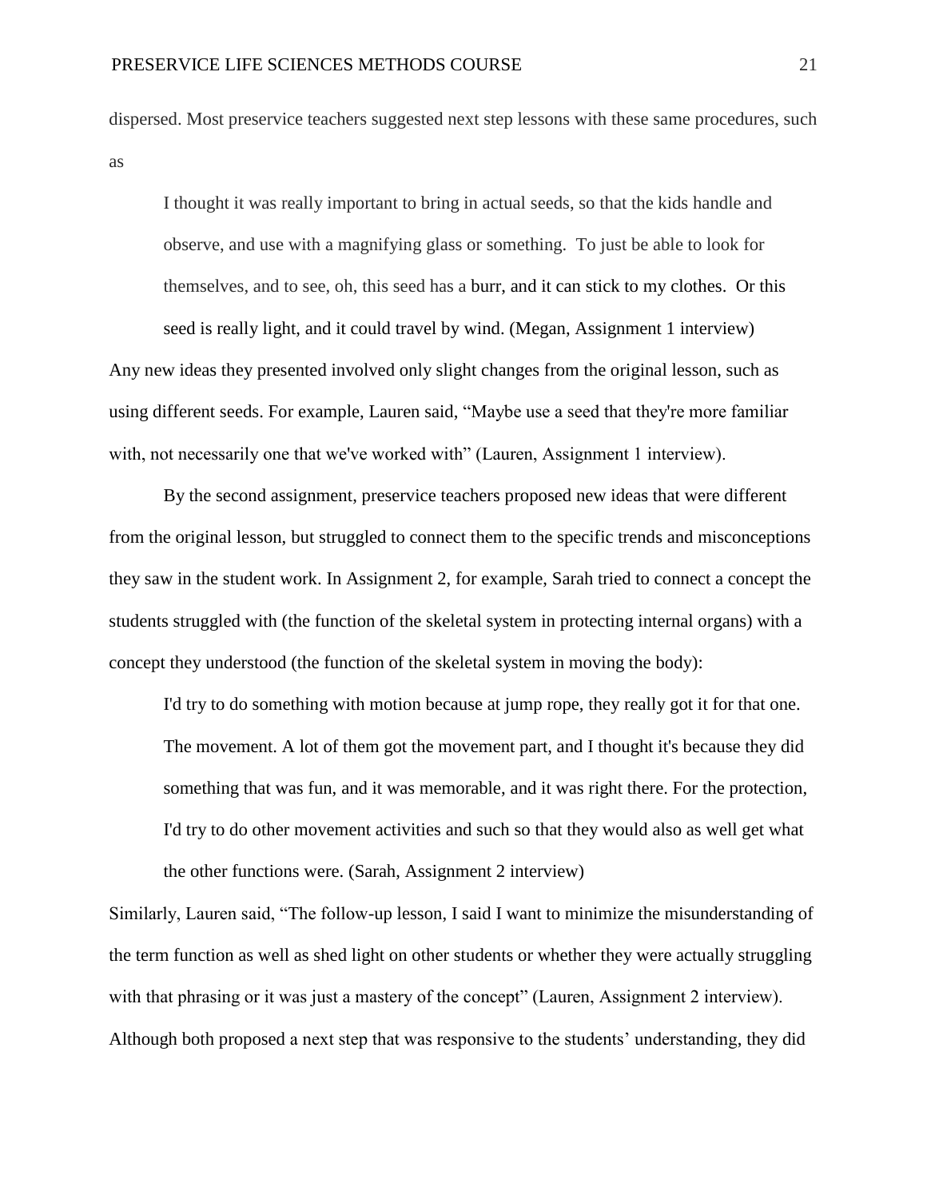dispersed. Most preservice teachers suggested next step lessons with these same procedures, such as

> I thought it was really important to bring in actual seeds, so that the kids handle and observe, and use with a magnifying glass or something. To just be able to look for themselves, and to see, oh, this seed has a burr, and it can stick to my clothes. Or this seed is really light, and it could travel by wind. (Megan, Assignment 1 interview)

Any new ideas they presented involved only slight changes from the original lesson, such as using different seeds. For example, Lauren said, "Maybe use a seed that they're more familiar with, not necessarily one that we've worked with" (Lauren, Assignment 1 interview).

By the second assignment, preservice teachers proposed new ideas that were different from the original lesson, but struggled to connect them to the specific trends and misconceptions they saw in the student work. In Assignment 2, for example, Sarah tried to connect a concept the students struggled with (the function of the skeletal system in protecting internal organs) with a concept they understood (the function of the skeletal system in moving the body):

> I'd try to do something with motion because at jump rope, they really got it for that one. The movement. A lot of them got the movement part, and I thought it's because they did something that was fun, and it was memorable, and it was right there. For the protection, I'd try to do other movement activities and such so that they would also as well get what the other functions were. (Sarah, Assignment 2 interview)

Similarly, Lauren said, "The follow-up lesson, I said I want to minimize the misunderstanding of the term function as well as shed light on other students or whether they were actually struggling with that phrasing or it was just a mastery of the concept" (Lauren, Assignment 2 interview). Although both proposed a next step that was responsive to the students' understanding, they did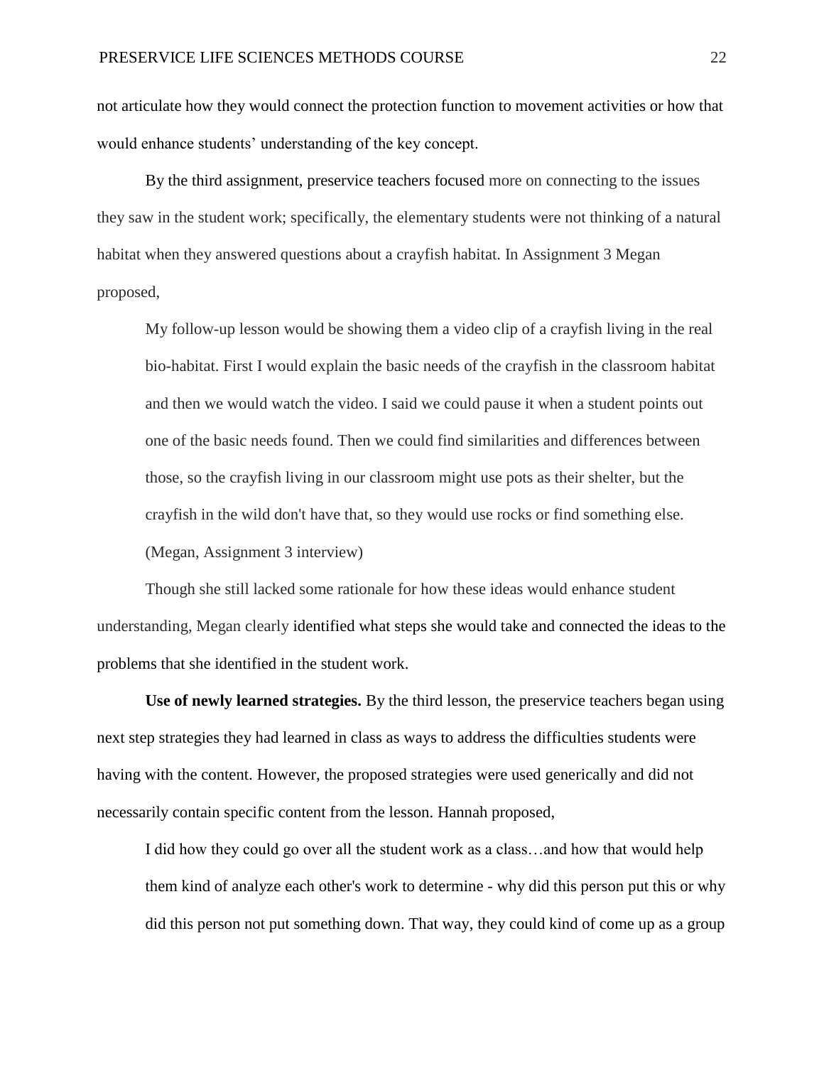not articulate how they would connect the protection function to movement activities or how that would enhance students' understanding of the key concept.

By the third assignment, preservice teachers focused more on connecting to the issues they saw in the student work; specifically, the elementary students were not thinking of a natural habitat when they answered questions about a crayfish habitat. In Assignment 3 Megan proposed,

> My follow-up lesson would be showing them a video clip of a crayfish living in the real bio-habitat. First I would explain the basic needs of the crayfish in the classroom habitat and then we would watch the video. I said we could pause it when a student points out one of the basic needs found. Then we could find similarities and differences between those, so the crayfish living in our classroom might use pots as their shelter, but the crayfish in the wild don't have that, so they would use rocks or find something else. (Megan, Assignment 3 interview)

Though she still lacked some rationale for how these ideas would enhance student understanding, Megan clearly identified what steps she would take and connected the ideas to the problems that she identified in the student work.

**Use of newly learned strategies.** By the third lesson, the preservice teachers began using next step strategies they had learned in class as ways to address the difficulties students were having with the content. However, the proposed strategies were used generically and did not necessarily contain specific content from the lesson. Hannah proposed,

> I did how they could go over all the student work as a class…and how that would help them kind of analyze each other's work to determine - why did this person put this or why did this person not put something down. That way, they could kind of come up as a group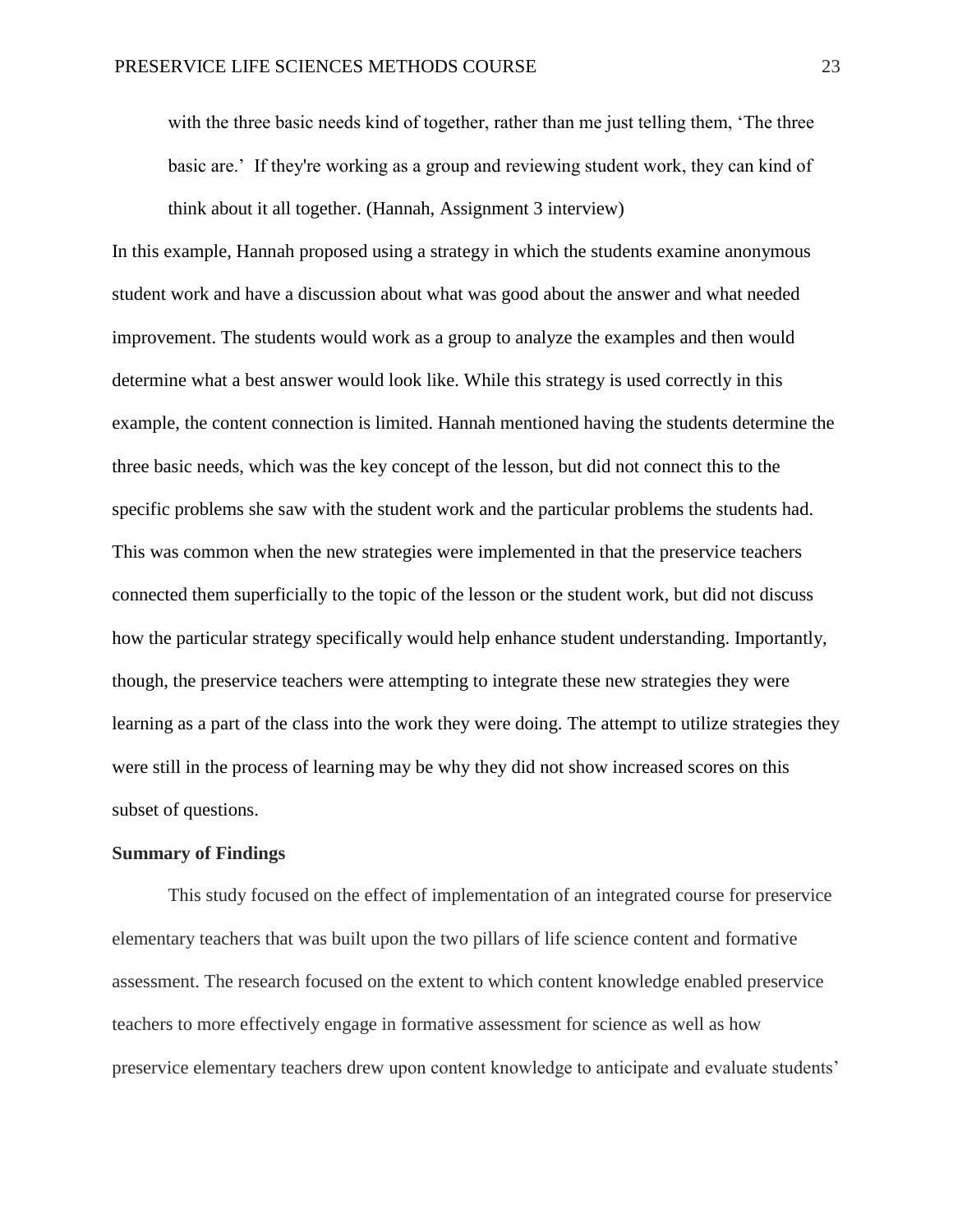> with the three basic needs kind of together, rather than me just telling them, 'The three basic are.' If they're working as a group and reviewing student work, they can kind of think about it all together. (Hannah, Assignment 3 interview)

In this example, Hannah proposed using a strategy in which the students examine anonymous student work and have a discussion about what was good about the answer and what needed improvement. The students would work as a group to analyze the examples and then would determine what a best answer would look like. While this strategy is used correctly in this example, the content connection is limited. Hannah mentioned having the students determine the three basic needs, which was the key concept of the lesson, but did not connect this to the specific problems she saw with the student work and the particular problems the students had. This was common when the new strategies were implemented in that the preservice teachers connected them superficially to the topic of the lesson or the student work, but did not discuss how the particular strategy specifically would help enhance student understanding. Importantly, though, the preservice teachers were attempting to integrate these new strategies they were learning as a part of the class into the work they were doing. The attempt to utilize strategies they were still in the process of learning may be why they did not show increased scores on this subset of questions.

**Summary of Findings**

This study focused on the effect of implementation of an integrated course for preservice elementary teachers that was built upon the two pillars of life science content and formative assessment. The research focused on the extent to which content knowledge enabled preservice teachers to more effectively engage in formative assessment for science as well as how preservice elementary teachers drew upon content knowledge to anticipate and evaluate students'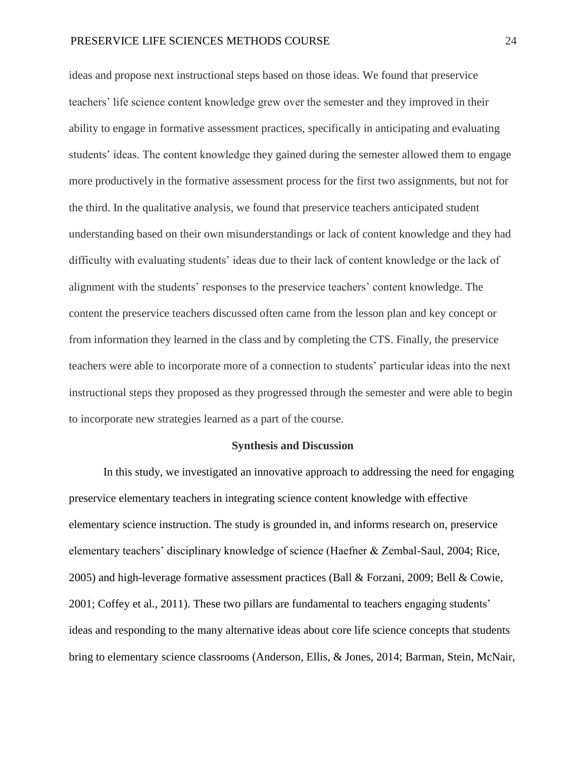ideas and propose next instructional steps based on those ideas. We found that preservice teachers' life science content knowledge grew over the semester and they improved in their ability to engage in formative assessment practices, specifically in anticipating and evaluating students' ideas. The content knowledge they gained during the semester allowed them to engage more productively in the formative assessment process for the first two assignments, but not for the third. In the qualitative analysis, we found that preservice teachers anticipated student understanding based on their own misunderstandings or lack of content knowledge and they had difficulty with evaluating students' ideas due to their lack of content knowledge or the lack of alignment with the students' responses to the preservice teachers' content knowledge. The content the preservice teachers discussed often came from the lesson plan and key concept or from information they learned in the class and by completing the CTS. Finally, the preservice teachers were able to incorporate more of a connection to students' particular ideas into the next instructional steps they proposed as they progressed through the semester and were able to begin to incorporate new strategies learned as a part of the course.

## Synthesis and Discussion

In this study, we investigated an innovative approach to addressing the need for engaging preservice elementary teachers in integrating science content knowledge with effective elementary science instruction. The study is grounded in, and informs research on, preservice elementary teachers' disciplinary knowledge of science (Haefner & Zembal-Saul, 2004; Rice, 2005) and high-leverage formative assessment practices (Ball & Forzani, 2009; Bell & Cowie, 2001; Coffey et al., 2011). These two pillars are fundamental to teachers engaging students' ideas and responding to the many alternative ideas about core life science concepts that students bring to elementary science classrooms (Anderson, Ellis, & Jones, 2014; Barman, Stein, McNair,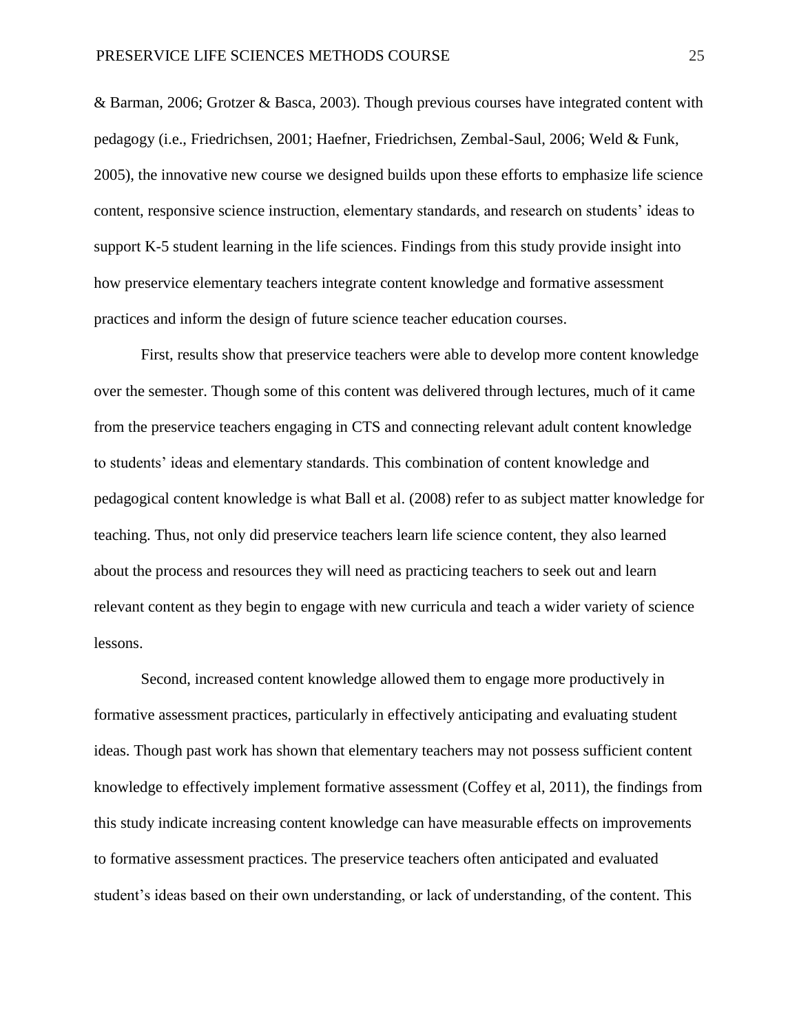& Barman, 2006; Grotzer & Basca, 2003). Though previous courses have integrated content with pedagogy (i.e., Friedrichsen, 2001; Haefner, Friedrichsen, Zembal-Saul, 2006; Weld & Funk, 2005), the innovative new course we designed builds upon these efforts to emphasize life science content, responsive science instruction, elementary standards, and research on students' ideas to support K-5 student learning in the life sciences. Findings from this study provide insight into how preservice elementary teachers integrate content knowledge and formative assessment practices and inform the design of future science teacher education courses.

First, results show that preservice teachers were able to develop more content knowledge over the semester. Though some of this content was delivered through lectures, much of it came from the preservice teachers engaging in CTS and connecting relevant adult content knowledge to students' ideas and elementary standards. This combination of content knowledge and pedagogical content knowledge is what Ball et al. (2008) refer to as subject matter knowledge for teaching. Thus, not only did preservice teachers learn life science content, they also learned about the process and resources they will need as practicing teachers to seek out and learn relevant content as they begin to engage with new curricula and teach a wider variety of science lessons.

Second, increased content knowledge allowed them to engage more productively in formative assessment practices, particularly in effectively anticipating and evaluating student ideas. Though past work has shown that elementary teachers may not possess sufficient content knowledge to effectively implement formative assessment (Coffey et al, 2011), the findings from this study indicate increasing content knowledge can have measurable effects on improvements to formative assessment practices. The preservice teachers often anticipated and evaluated student's ideas based on their own understanding, or lack of understanding, of the content. This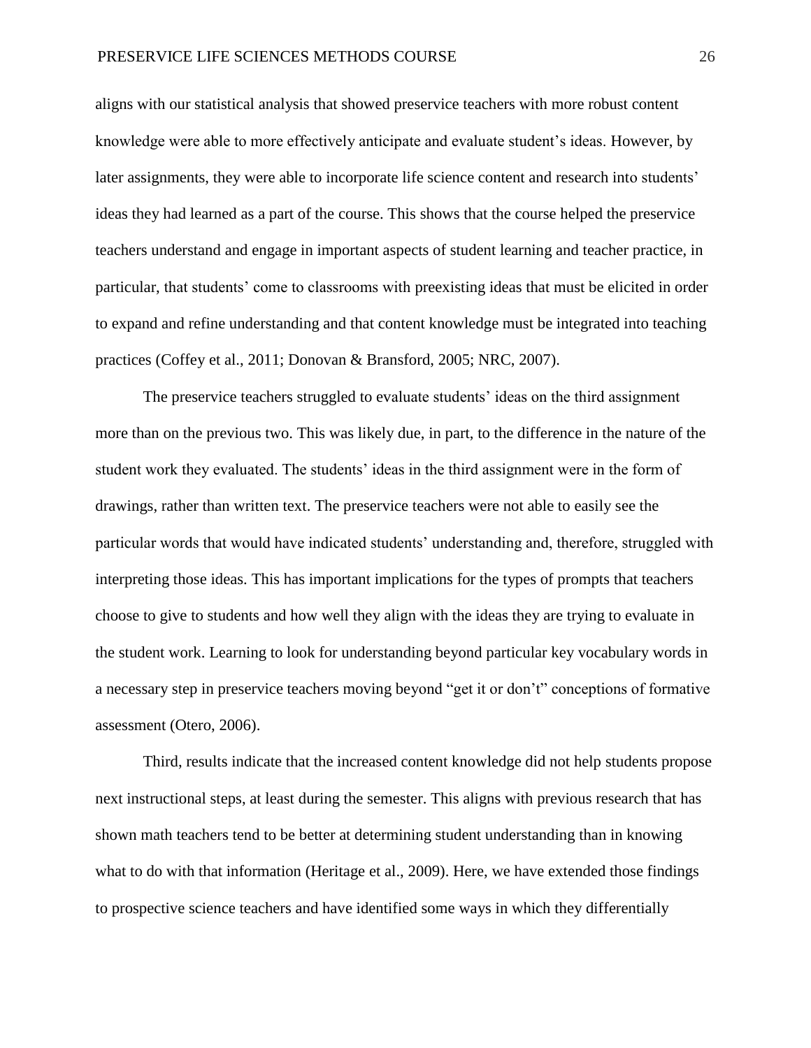aligns with our statistical analysis that showed preservice teachers with more robust content knowledge were able to more effectively anticipate and evaluate student's ideas. However, by later assignments, they were able to incorporate life science content and research into students' ideas they had learned as a part of the course. This shows that the course helped the preservice teachers understand and engage in important aspects of student learning and teacher practice, in particular, that students' come to classrooms with preexisting ideas that must be elicited in order to expand and refine understanding and that content knowledge must be integrated into teaching practices (Coffey et al., 2011; Donovan & Bransford, 2005; NRC, 2007).

The preservice teachers struggled to evaluate students' ideas on the third assignment more than on the previous two. This was likely due, in part, to the difference in the nature of the student work they evaluated. The students' ideas in the third assignment were in the form of drawings, rather than written text. The preservice teachers were not able to easily see the particular words that would have indicated students' understanding and, therefore, struggled with interpreting those ideas. This has important implications for the types of prompts that teachers choose to give to students and how well they align with the ideas they are trying to evaluate in the student work. Learning to look for understanding beyond particular key vocabulary words in a necessary step in preservice teachers moving beyond "get it or don't" conceptions of formative assessment (Otero, 2006).

Third, results indicate that the increased content knowledge did not help students propose next instructional steps, at least during the semester. This aligns with previous research that has shown math teachers tend to be better at determining student understanding than in knowing what to do with that information (Heritage et al., 2009). Here, we have extended those findings to prospective science teachers and have identified some ways in which they differentially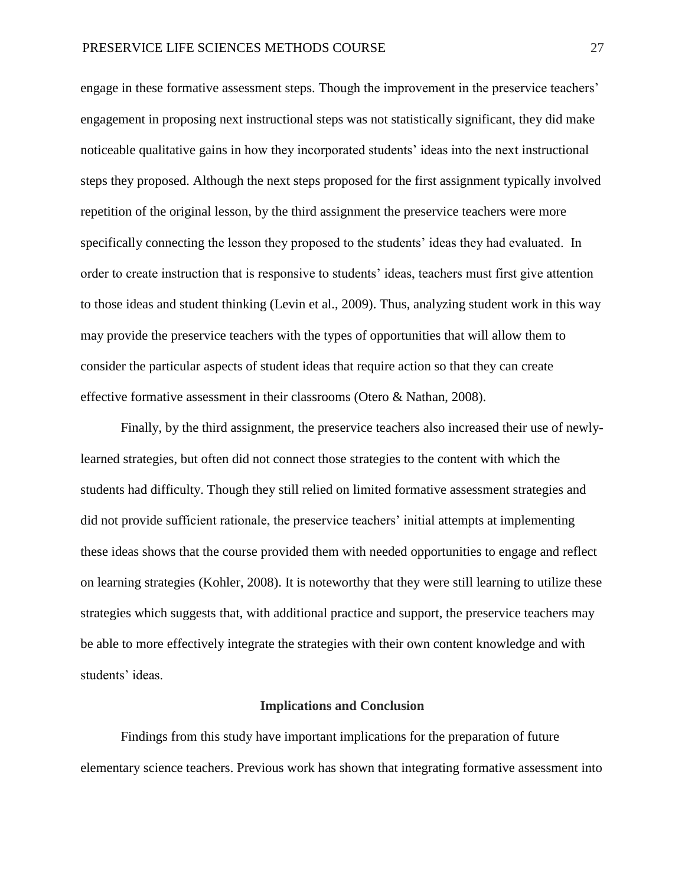engage in these formative assessment steps. Though the improvement in the preservice teachers' engagement in proposing next instructional steps was not statistically significant, they did make noticeable qualitative gains in how they incorporated students' ideas into the next instructional steps they proposed. Although the next steps proposed for the first assignment typically involved repetition of the original lesson, by the third assignment the preservice teachers were more specifically connecting the lesson they proposed to the students' ideas they had evaluated. In order to create instruction that is responsive to students' ideas, teachers must first give attention to those ideas and student thinking (Levin et al., 2009). Thus, analyzing student work in this way may provide the preservice teachers with the types of opportunities that will allow them to consider the particular aspects of student ideas that require action so that they can create effective formative assessment in their classrooms (Otero & Nathan, 2008).

Finally, by the third assignment, the preservice teachers also increased their use of newly-learned strategies, but often did not connect those strategies to the content with which the students had difficulty. Though they still relied on limited formative assessment strategies and did not provide sufficient rationale, the preservice teachers' initial attempts at implementing these ideas shows that the course provided them with needed opportunities to engage and reflect on learning strategies (Kohler, 2008). It is noteworthy that they were still learning to utilize these strategies which suggests that, with additional practice and support, the preservice teachers may be able to more effectively integrate the strategies with their own content knowledge and with students' ideas.

## Implications and Conclusion

Findings from this study have important implications for the preparation of future elementary science teachers. Previous work has shown that integrating formative assessment into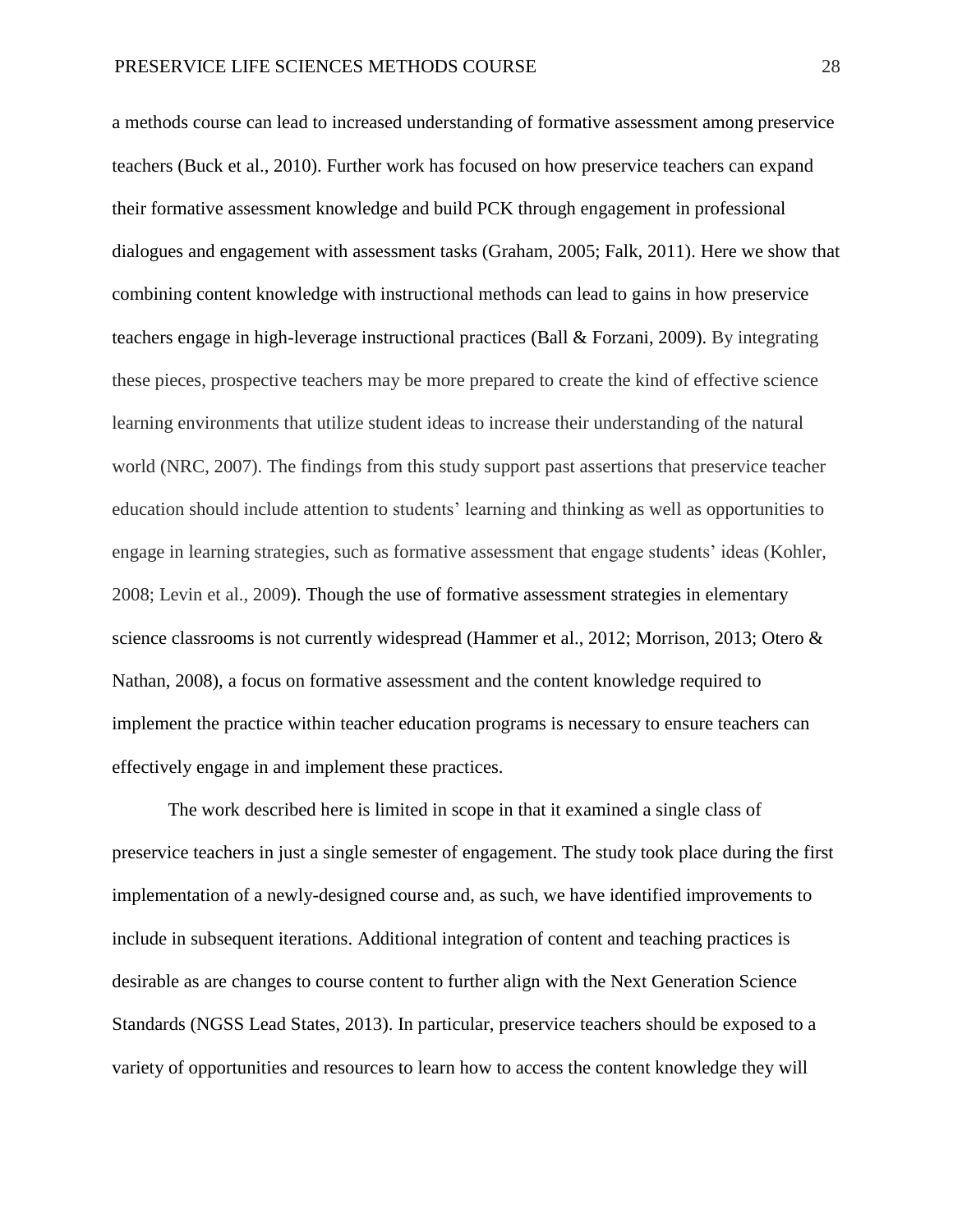a methods course can lead to increased understanding of formative assessment among preservice teachers (Buck et al., 2010). Further work has focused on how preservice teachers can expand their formative assessment knowledge and build PCK through engagement in professional dialogues and engagement with assessment tasks (Graham, 2005; Falk, 2011). Here we show that combining content knowledge with instructional methods can lead to gains in how preservice teachers engage in high-leverage instructional practices (Ball & Forzani, 2009). By integrating these pieces, prospective teachers may be more prepared to create the kind of effective science learning environments that utilize student ideas to increase their understanding of the natural world (NRC, 2007). The findings from this study support past assertions that preservice teacher education should include attention to students' learning and thinking as well as opportunities to engage in learning strategies, such as formative assessment that engage students' ideas (Kohler, 2008; Levin et al., 2009). Though the use of formative assessment strategies in elementary science classrooms is not currently widespread (Hammer et al., 2012; Morrison, 2013; Otero & Nathan, 2008), a focus on formative assessment and the content knowledge required to implement the practice within teacher education programs is necessary to ensure teachers can effectively engage in and implement these practices.

The work described here is limited in scope in that it examined a single class of preservice teachers in just a single semester of engagement. The study took place during the first implementation of a newly-designed course and, as such, we have identified improvements to include in subsequent iterations. Additional integration of content and teaching practices is desirable as are changes to course content to further align with the Next Generation Science Standards (NGSS Lead States, 2013). In particular, preservice teachers should be exposed to a variety of opportunities and resources to learn how to access the content knowledge they will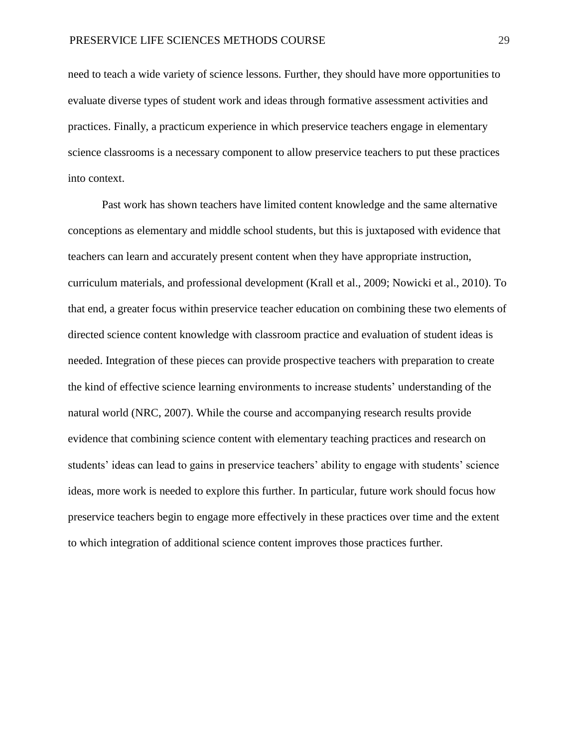need to teach a wide variety of science lessons. Further, they should have more opportunities to evaluate diverse types of student work and ideas through formative assessment activities and practices. Finally, a practicum experience in which preservice teachers engage in elementary science classrooms is a necessary component to allow preservice teachers to put these practices into context.

Past work has shown teachers have limited content knowledge and the same alternative conceptions as elementary and middle school students, but this is juxtaposed with evidence that teachers can learn and accurately present content when they have appropriate instruction, curriculum materials, and professional development (Krall et al., 2009; Nowicki et al., 2010). To that end, a greater focus within preservice teacher education on combining these two elements of directed science content knowledge with classroom practice and evaluation of student ideas is needed. Integration of these pieces can provide prospective teachers with preparation to create the kind of effective science learning environments to increase students' understanding of the natural world (NRC, 2007). While the course and accompanying research results provide evidence that combining science content with elementary teaching practices and research on students' ideas can lead to gains in preservice teachers' ability to engage with students' science ideas, more work is needed to explore this further. In particular, future work should focus how preservice teachers begin to engage more effectively in these practices over time and the extent to which integration of additional science content improves those practices further.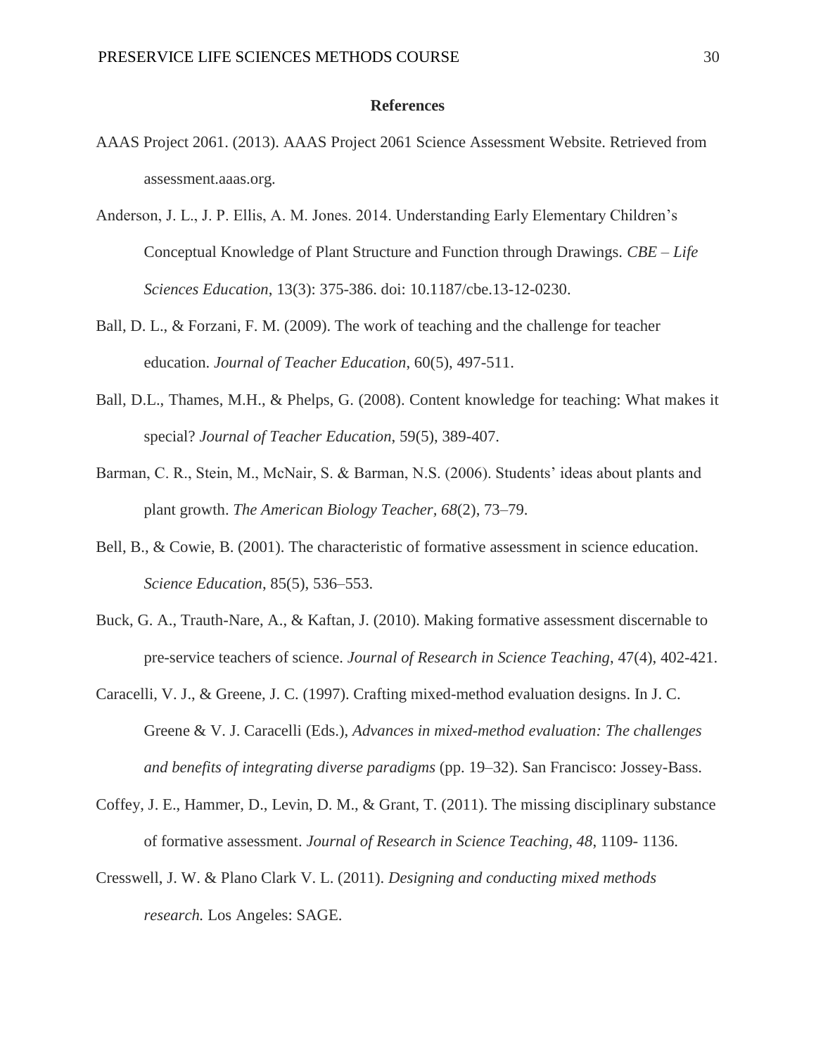## References

AAAS Project 2061. (2013). AAAS Project 2061 Science Assessment Website. Retrieved from assessment.aaas.org.

Anderson, J. L., J. P. Ellis, A. M. Jones. 2014. Understanding Early Elementary Children's Conceptual Knowledge of Plant Structure and Function through Drawings. *CBE – Life Sciences Education*, 13(3): 375-386. doi: 10.1187/cbe.13-12-0230.

Ball, D. L., & Forzani, F. M. (2009). The work of teaching and the challenge for teacher education. *Journal of Teacher Education*, 60(5), 497-511.

Ball, D.L., Thames, M.H., & Phelps, G. (2008). Content knowledge for teaching: What makes it special? *Journal of Teacher Education*, 59(5), 389-407.

Barman, C. R., Stein, M., McNair, S. & Barman, N.S. (2006). Students' ideas about plants and plant growth. *The American Biology Teacher, 68*(2), 73–79.

Bell, B., & Cowie, B. (2001). The characteristic of formative assessment in science education. *Science Education*, 85(5), 536–553.

Buck, G. A., Trauth-Nare, A., & Kaftan, J. (2010). Making formative assessment discernable to pre-service teachers of science. *Journal of Research in Science Teaching*, 47(4), 402-421.

Caracelli, V. J., & Greene, J. C. (1997). Crafting mixed-method evaluation designs. In J. C. Greene & V. J. Caracelli (Eds.), *Advances in mixed-method evaluation: The challenges and benefits of integrating diverse paradigms* (pp. 19–32). San Francisco: Jossey-Bass.

Coffey, J. E., Hammer, D., Levin, D. M., & Grant, T. (2011). The missing disciplinary substance of formative assessment. *Journal of Research in Science Teaching, 48*, 1109- 1136.

Cresswell, J. W. & Plano Clark V. L. (2011). *Designing and conducting mixed methods research.* Los Angeles: SAGE.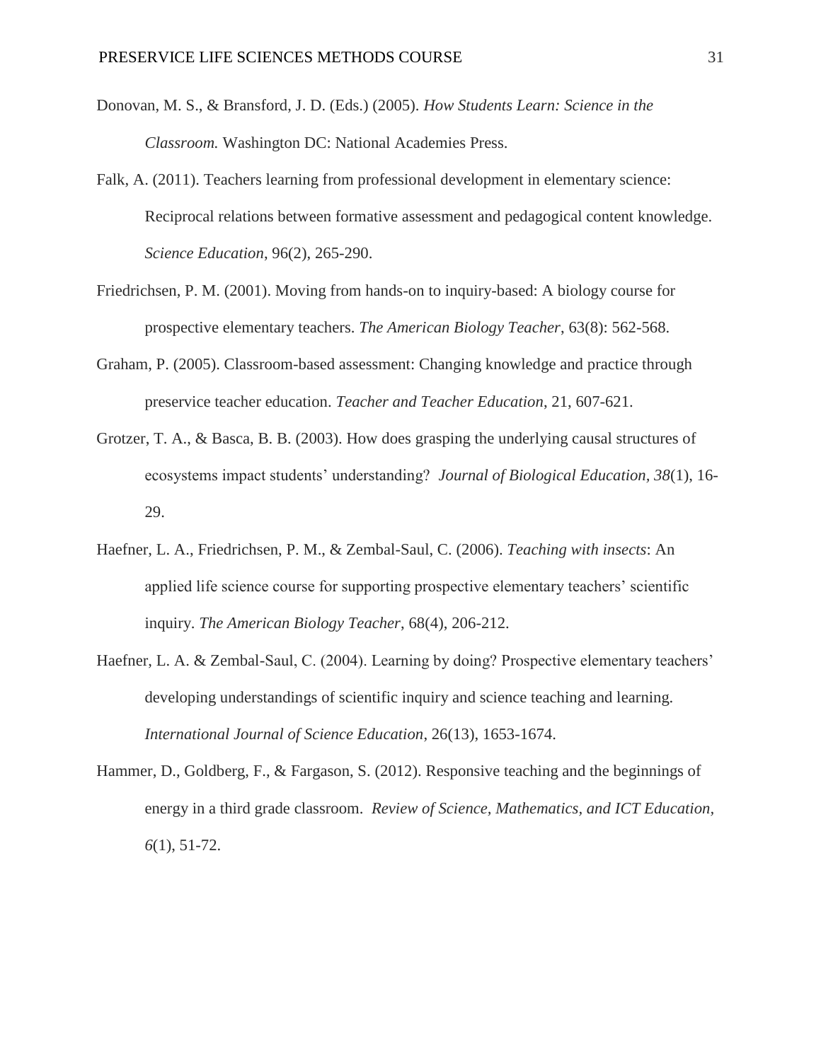Donovan, M. S., & Bransford, J. D. (Eds.) (2005). *How Students Learn: Science in the Classroom.* Washington DC: National Academies Press.

Falk, A. (2011). Teachers learning from professional development in elementary science: Reciprocal relations between formative assessment and pedagogical content knowledge. *Science Education*, 96(2), 265-290.

Friedrichsen, P. M. (2001). Moving from hands-on to inquiry-based: A biology course for prospective elementary teachers. *The American Biology Teacher*, 63(8): 562-568.

Graham, P. (2005). Classroom-based assessment: Changing knowledge and practice through preservice teacher education. *Teacher and Teacher Education*, 21, 607-621.

Grotzer, T. A., & Basca, B. B. (2003). How does grasping the underlying causal structures of ecosystems impact students' understanding? *Journal of Biological Education, 38*(1), 16-29.

Haefner, L. A., Friedrichsen, P. M., & Zembal-Saul, C. (2006). *Teaching with insects*: An applied life science course for supporting prospective elementary teachers' scientific inquiry. *The American Biology Teacher*, 68(4), 206-212.

Haefner, L. A. & Zembal-Saul, C. (2004). Learning by doing? Prospective elementary teachers' developing understandings of scientific inquiry and science teaching and learning. *International Journal of Science Education*, 26(13), 1653-1674.

Hammer, D., Goldberg, F., & Fargason, S. (2012). Responsive teaching and the beginnings of energy in a third grade classroom. *Review of Science, Mathematics, and ICT Education, 6*(1), 51-72.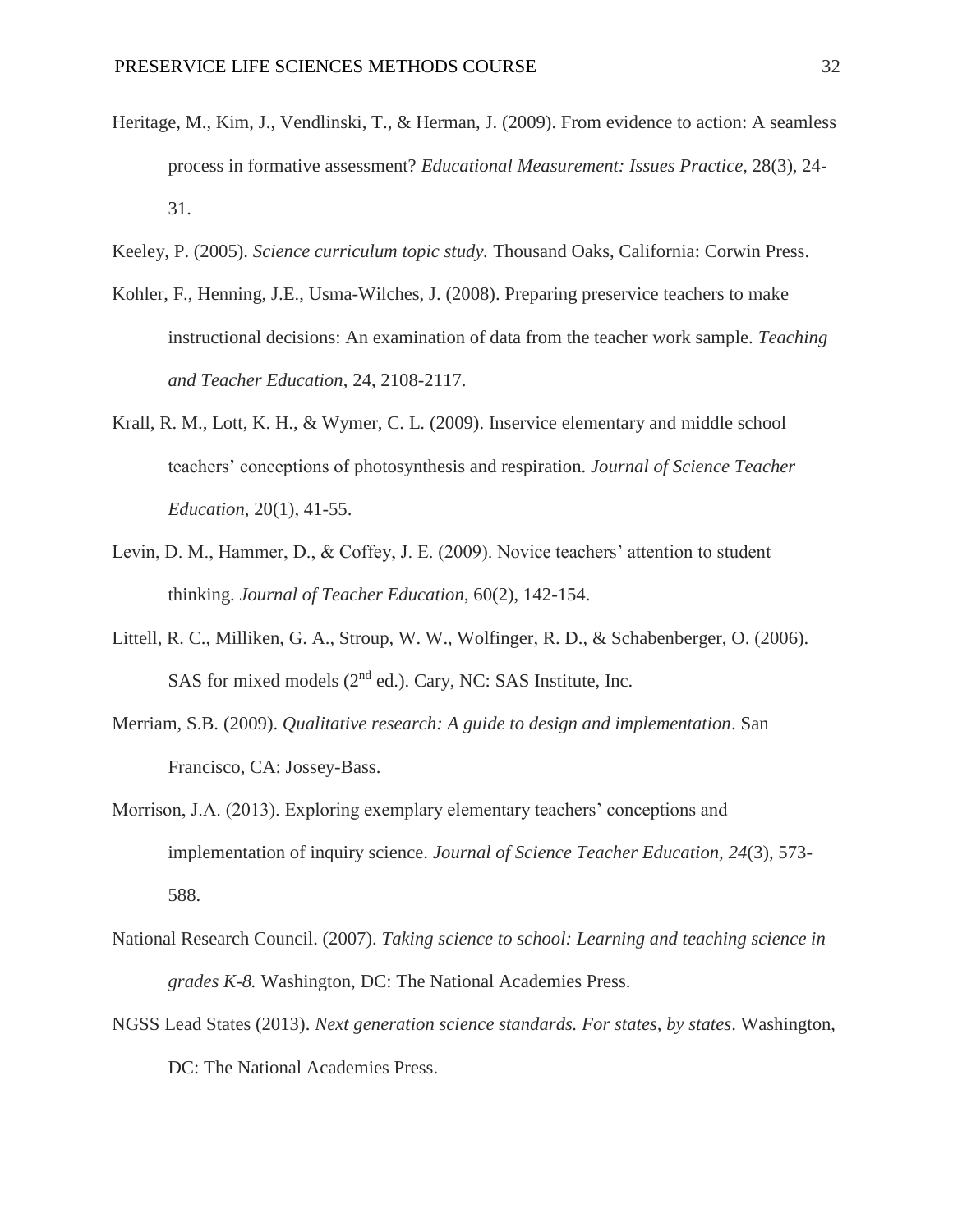Heritage, M., Kim, J., Vendlinski, T., & Herman, J. (2009). From evidence to action: A seamless process in formative assessment? *Educational Measurement: Issues Practice*, 28(3), 24-31.

Keeley, P. (2005). *Science curriculum topic study.* Thousand Oaks, California: Corwin Press.

Kohler, F., Henning, J.E., Usma-Wilches, J. (2008). Preparing preservice teachers to make instructional decisions: An examination of data from the teacher work sample. *Teaching and Teacher Education*, 24, 2108-2117.

Krall, R. M., Lott, K. H., & Wymer, C. L. (2009). Inservice elementary and middle school teachers' conceptions of photosynthesis and respiration. *Journal of Science Teacher Education*, 20(1), 41-55.

Levin, D. M., Hammer, D., & Coffey, J. E. (2009). Novice teachers' attention to student thinking. *Journal of Teacher Education*, 60(2), 142-154.

Littell, R. C., Milliken, G. A., Stroup, W. W., Wolfinger, R. D., & Schabenberger, O. (2006). SAS for mixed models (2nd ed.). Cary, NC: SAS Institute, Inc.

Merriam, S.B. (2009). *Qualitative research: A guide to design and implementation*. San Francisco, CA: Jossey-Bass.

Morrison, J.A. (2013). Exploring exemplary elementary teachers' conceptions and implementation of inquiry science. *Journal of Science Teacher Education, 24*(3), 573-588.

National Research Council. (2007). *Taking science to school: Learning and teaching science in grades K-8.* Washington, DC: The National Academies Press.

NGSS Lead States (2013). *Next generation science standards. For states, by states*. Washington, DC: The National Academies Press.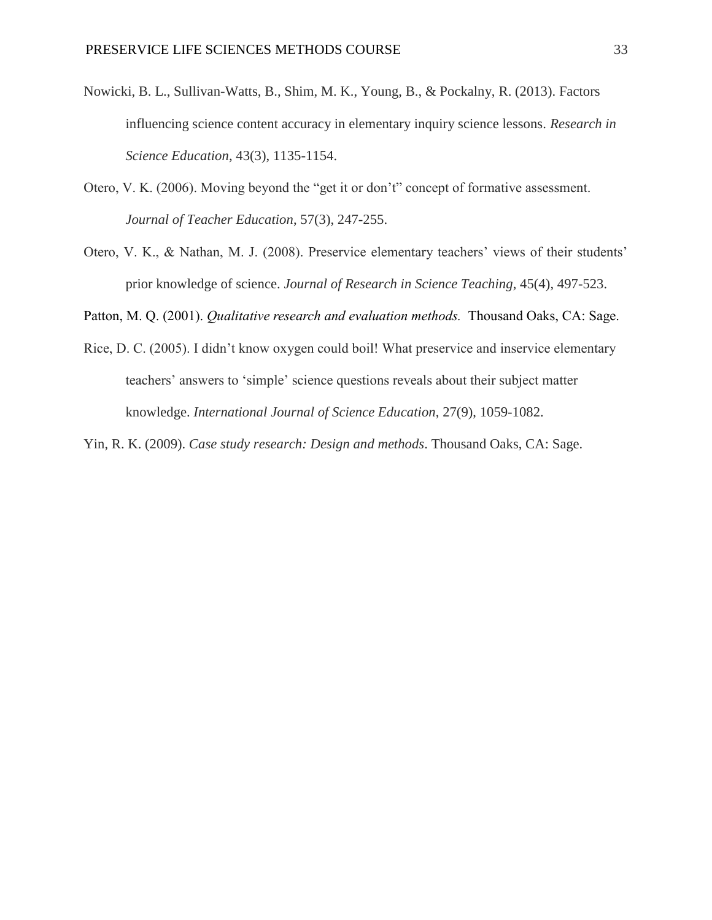Nowicki, B. L., Sullivan-Watts, B., Shim, M. K., Young, B., & Pockalny, R. (2013). Factors influencing science content accuracy in elementary inquiry science lessons. *Research in Science Education*, 43(3), 1135-1154.

Otero, V. K. (2006). Moving beyond the "get it or don't" concept of formative assessment. *Journal of Teacher Education*, 57(3), 247-255.

Otero, V. K., & Nathan, M. J. (2008). Preservice elementary teachers' views of their students' prior knowledge of science. *Journal of Research in Science Teaching*, 45(4), 497-523.

Patton, M. Q. (2001). *Qualitative research and evaluation methods.* Thousand Oaks, CA: Sage.

Rice, D. C. (2005). I didn't know oxygen could boil! What preservice and inservice elementary teachers' answers to 'simple' science questions reveals about their subject matter knowledge. *International Journal of Science Education*, 27(9), 1059-1082.

Yin, R. K. (2009). *Case study research: Design and methods*. Thousand Oaks, CA: Sage.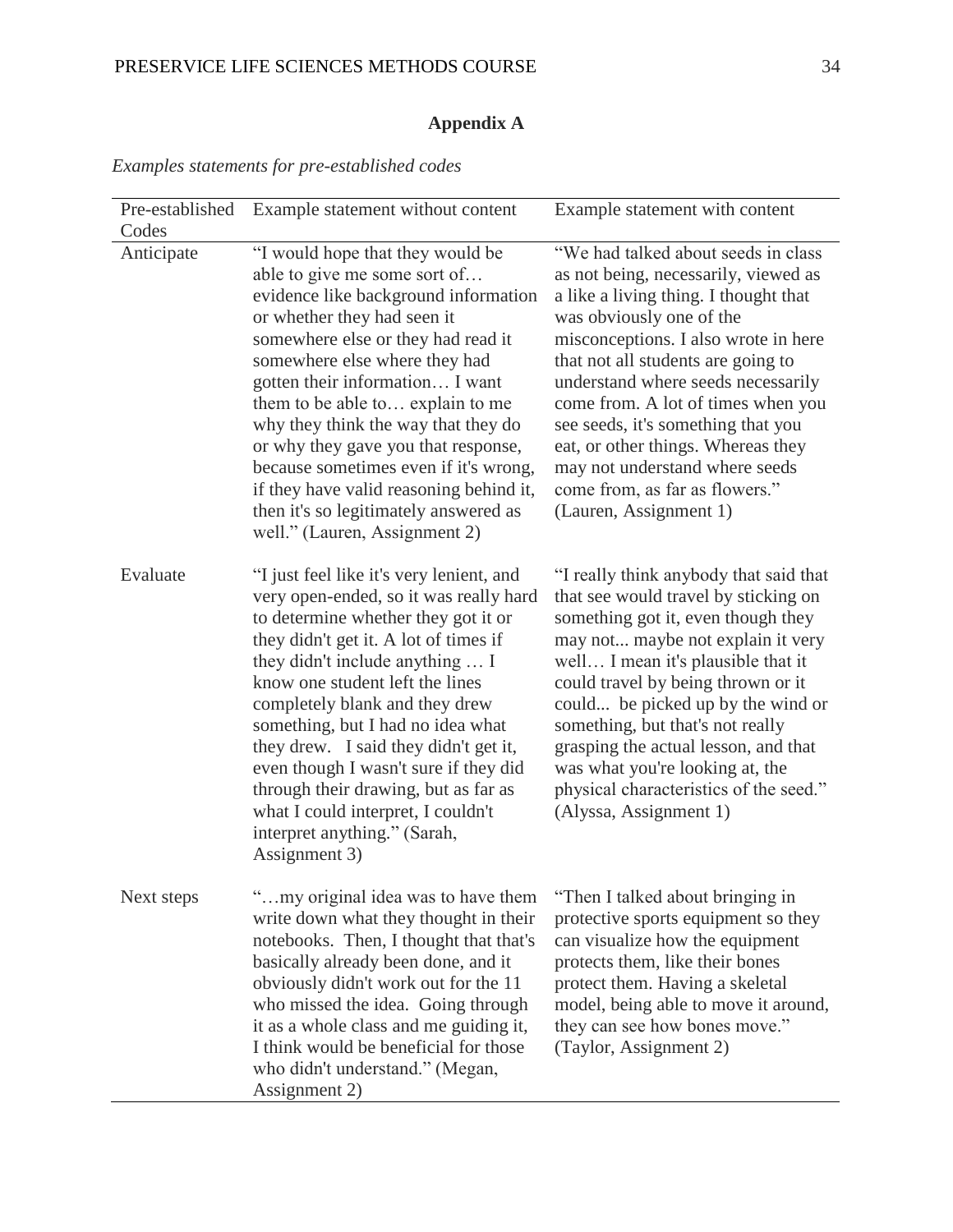# Appendix A

*Examples statements for pre-established codes*

| Pre-established Codes | Example statement without content | Example statement with content |
|---|---|---|
| Anticipate | "I would hope that they would be able to give me some sort of… evidence like background information or whether they had seen it somewhere else or they had read it somewhere else where they had gotten their information… I want them to be able to… explain to me why they think the way that they do or why they gave you that response, because sometimes even if it's wrong, if they have valid reasoning behind it, then it's so legitimately answered as well." (Lauren, Assignment 2) | "We had talked about seeds in class as not being, necessarily, viewed as a like a living thing. I thought that was obviously one of the misconceptions. I also wrote in here that not all students are going to understand where seeds necessarily come from. A lot of times when you see seeds, it's something that you eat, or other things. Whereas they may not understand where seeds come from, as far as flowers." (Lauren, Assignment 1) |
| Evaluate | "I just feel like it's very lenient, and very open-ended, so it was really hard to determine whether they got it or they didn't get it. A lot of times if they didn't include anything … I know one student left the lines completely blank and they drew something, but I had no idea what they drew. I said they didn't get it, even though I wasn't sure if they did through their drawing, but as far as what I could interpret, I couldn't interpret anything." (Sarah, Assignment 3) | "I really think anybody that said that that see would travel by sticking on something got it, even though they may not... maybe not explain it very well… I mean it's plausible that it could travel by being thrown or it could... be picked up by the wind or something, but that's not really grasping the actual lesson, and that was what you're looking at, the physical characteristics of the seed." (Alyssa, Assignment 1) |
| Next steps | "…my original idea was to have them write down what they thought in their notebooks. Then, I thought that that's basically already been done, and it obviously didn't work out for the 11 who missed the idea. Going through it as a whole class and me guiding it, I think would be beneficial for those who didn't understand." (Megan, Assignment 2) | "Then I talked about bringing in protective sports equipment so they can visualize how the equipment protects them, like their bones protect them. Having a skeletal model, being able to move it around, they can see how bones move." (Taylor, Assignment 2) |